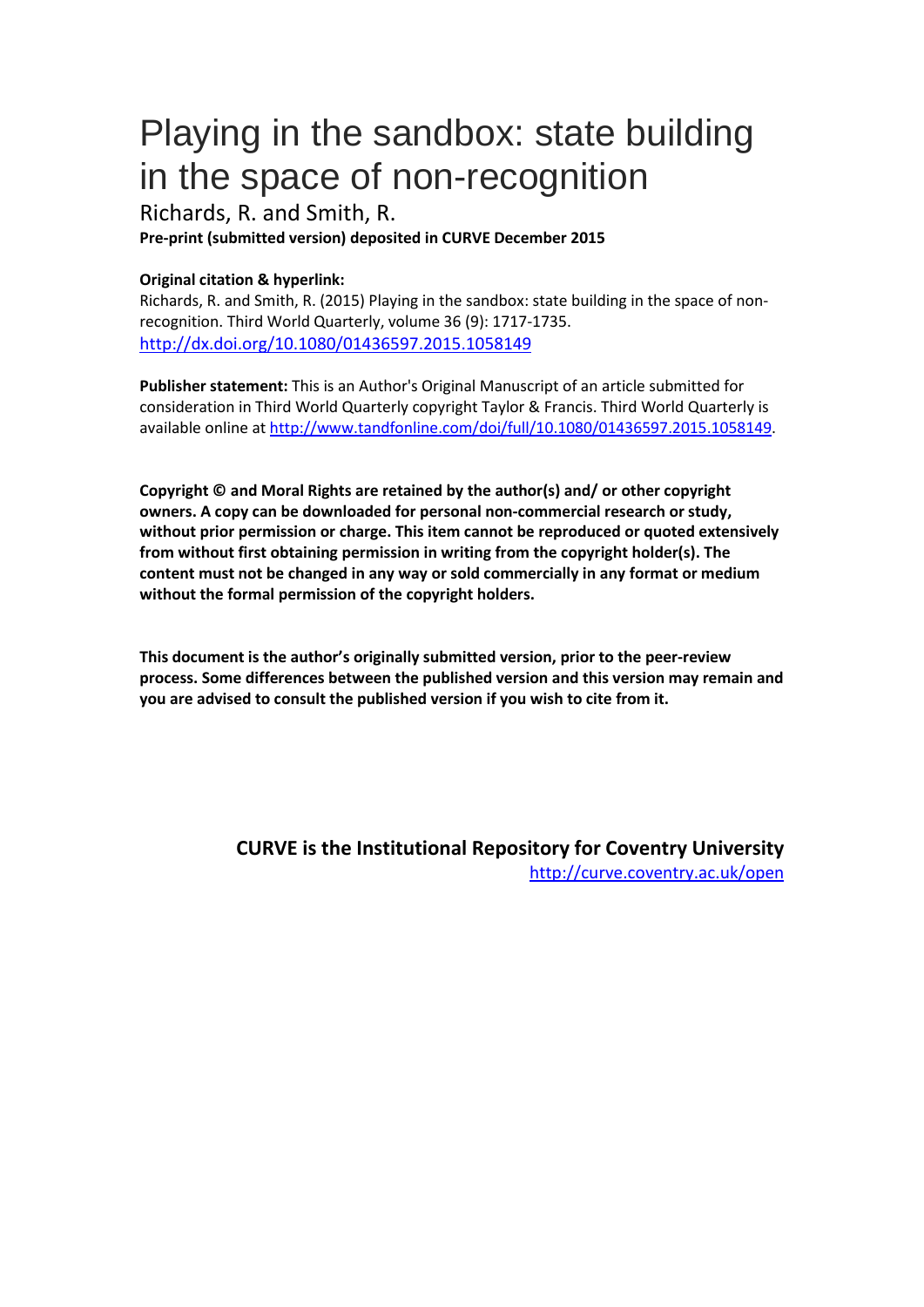# Playing in the sandbox: state building in the space of non-recognition

Richards, R. and Smith, R.

**Pre-print (submitted version) deposited in CURVE December 2015**

**Original citation & hyperlink:**

Richards, R. and Smith, R. (2015) Playing in the sandbox: state building in the space of non-recognition. Third World Quarterly, volume 36 (9): 1717-1735.
http://dx.doi.org/10.1080/01436597.2015.1058149

**Publisher statement:** This is an Author's Original Manuscript of an article submitted for consideration in Third World Quarterly copyright Taylor & Francis. Third World Quarterly is available online at http://www.tandfonline.com/doi/full/10.1080/01436597.2015.1058149.

**Copyright © and Moral Rights are retained by the author(s) and/ or other copyright owners. A copy can be downloaded for personal non-commercial research or study, without prior permission or charge. This item cannot be reproduced or quoted extensively from without first obtaining permission in writing from the copyright holder(s). The content must not be changed in any way or sold commercially in any format or medium without the formal permission of the copyright holders.**

**This document is the author's originally submitted version, prior to the peer-review process. Some differences between the published version and this version may remain and you are advised to consult the published version if you wish to cite from it.**

**CURVE is the Institutional Repository for Coventry University**
http://curve.coventry.ac.uk/open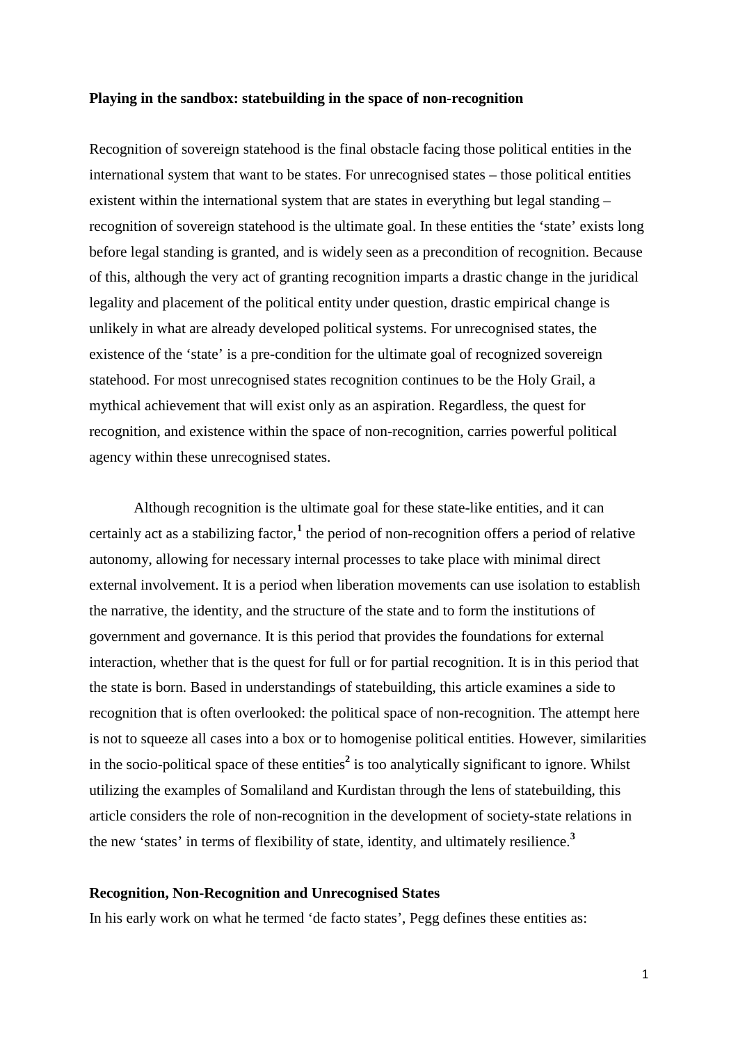**Playing in the sandbox: statebuilding in the space of non-recognition**

Recognition of sovereign statehood is the final obstacle facing those political entities in the international system that want to be states. For unrecognised states – those political entities existent within the international system that are states in everything but legal standing – recognition of sovereign statehood is the ultimate goal. In these entities the 'state' exists long before legal standing is granted, and is widely seen as a precondition of recognition. Because of this, although the very act of granting recognition imparts a drastic change in the juridical legality and placement of the political entity under question, drastic empirical change is unlikely in what are already developed political systems. For unrecognised states, the existence of the 'state' is a pre-condition for the ultimate goal of recognized sovereign statehood. For most unrecognised states recognition continues to be the Holy Grail, a mythical achievement that will exist only as an aspiration. Regardless, the quest for recognition, and existence within the space of non-recognition, carries powerful political agency within these unrecognised states.

Although recognition is the ultimate goal for these state-like entities, and it can certainly act as a stabilizing factor,[1] the period of non-recognition offers a period of relative autonomy, allowing for necessary internal processes to take place with minimal direct external involvement. It is a period when liberation movements can use isolation to establish the narrative, the identity, and the structure of the state and to form the institutions of government and governance. It is this period that provides the foundations for external interaction, whether that is the quest for full or for partial recognition. It is in this period that the state is born. Based in understandings of statebuilding, this article examines a side to recognition that is often overlooked: the political space of non-recognition. The attempt here is not to squeeze all cases into a box or to homogenise political entities. However, similarities in the socio-political space of these entities[2] is too analytically significant to ignore. Whilst utilizing the examples of Somaliland and Kurdistan through the lens of statebuilding, this article considers the role of non-recognition in the development of society-state relations in the new 'states' in terms of flexibility of state, identity, and ultimately resilience.[3]

**Recognition, Non-Recognition and Unrecognised States**

In his early work on what he termed 'de facto states', Pegg defines these entities as: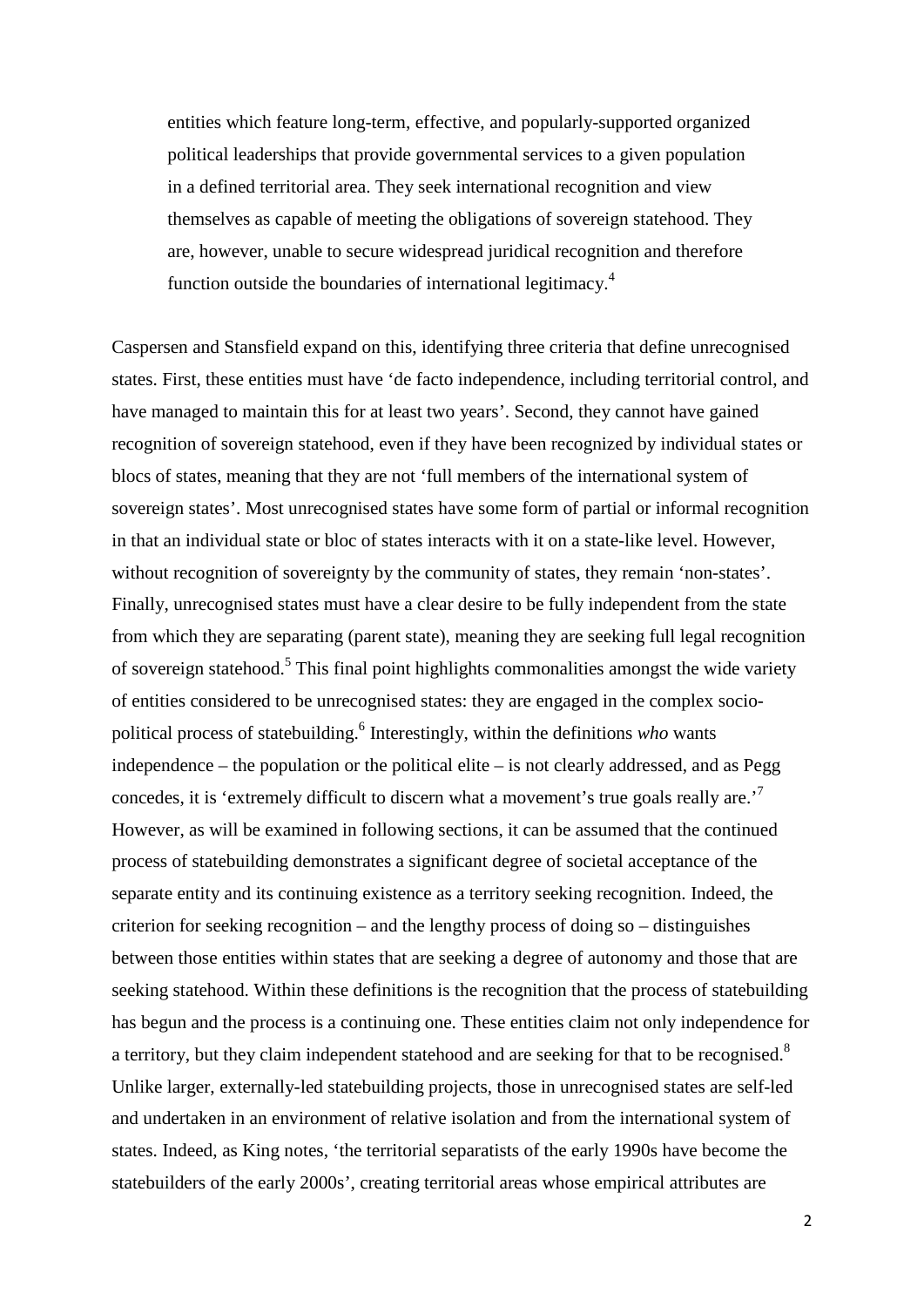> entities which feature long-term, effective, and popularly-supported organized political leaderships that provide governmental services to a given population in a defined territorial area. They seek international recognition and view themselves as capable of meeting the obligations of sovereign statehood. They are, however, unable to secure widespread juridical recognition and therefore function outside the boundaries of international legitimacy.[4]

Caspersen and Stansfield expand on this, identifying three criteria that define unrecognised states. First, these entities must have 'de facto independence, including territorial control, and have managed to maintain this for at least two years'. Second, they cannot have gained recognition of sovereign statehood, even if they have been recognized by individual states or blocs of states, meaning that they are not 'full members of the international system of sovereign states'. Most unrecognised states have some form of partial or informal recognition in that an individual state or bloc of states interacts with it on a state-like level. However, without recognition of sovereignty by the community of states, they remain 'non-states'. Finally, unrecognised states must have a clear desire to be fully independent from the state from which they are separating (parent state), meaning they are seeking full legal recognition of sovereign statehood.[5] This final point highlights commonalities amongst the wide variety of entities considered to be unrecognised states: they are engaged in the complex socio-political process of statebuilding.[6] Interestingly, within the definitions *who* wants independence – the population or the political elite – is not clearly addressed, and as Pegg concedes, it is 'extremely difficult to discern what a movement's true goals really are.'[7] However, as will be examined in following sections, it can be assumed that the continued process of statebuilding demonstrates a significant degree of societal acceptance of the separate entity and its continuing existence as a territory seeking recognition. Indeed, the criterion for seeking recognition – and the lengthy process of doing so – distinguishes between those entities within states that are seeking a degree of autonomy and those that are seeking statehood. Within these definitions is the recognition that the process of statebuilding has begun and the process is a continuing one. These entities claim not only independence for a territory, but they claim independent statehood and are seeking for that to be recognised.[8] Unlike larger, externally-led statebuilding projects, those in unrecognised states are self-led and undertaken in an environment of relative isolation and from the international system of states. Indeed, as King notes, 'the territorial separatists of the early 1990s have become the statebuilders of the early 2000s', creating territorial areas whose empirical attributes are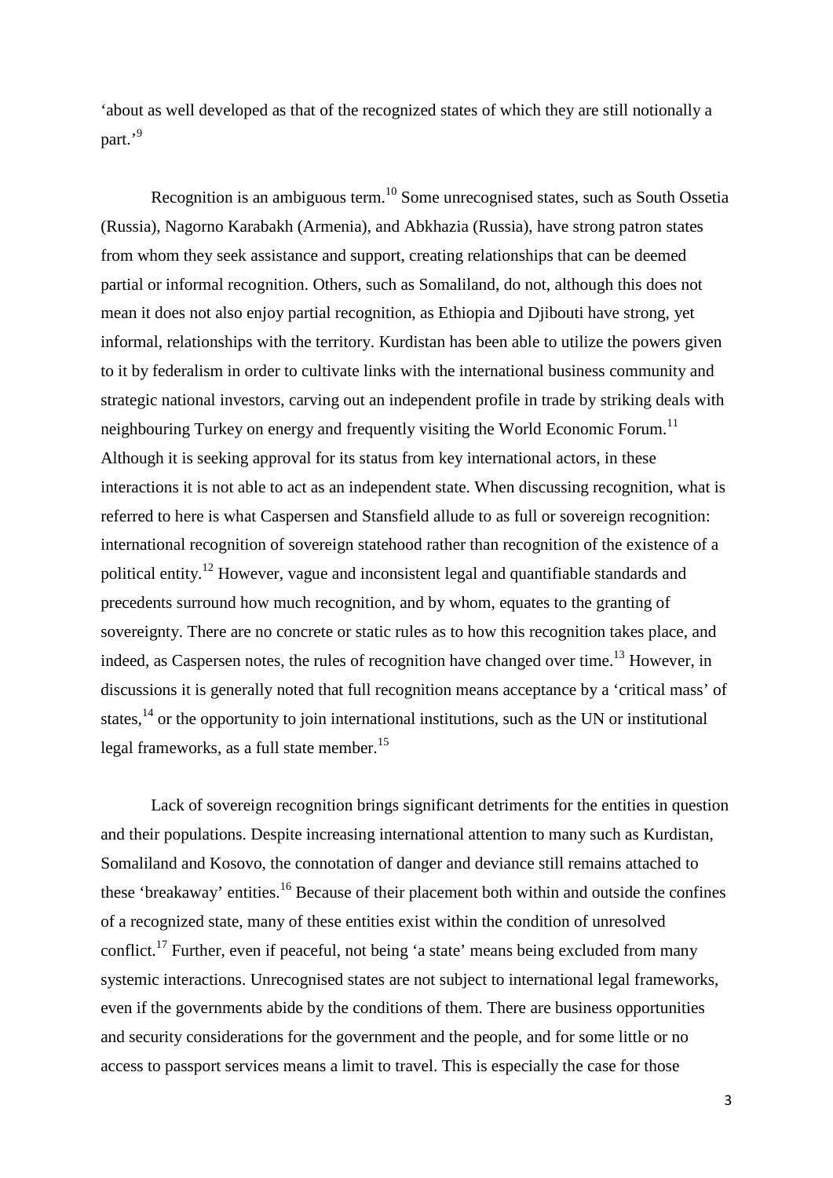'about as well developed as that of the recognized states of which they are still notionally a part.'[9]

Recognition is an ambiguous term.[10] Some unrecognised states, such as South Ossetia (Russia), Nagorno Karabakh (Armenia), and Abkhazia (Russia), have strong patron states from whom they seek assistance and support, creating relationships that can be deemed partial or informal recognition. Others, such as Somaliland, do not, although this does not mean it does not also enjoy partial recognition, as Ethiopia and Djibouti have strong, yet informal, relationships with the territory. Kurdistan has been able to utilize the powers given to it by federalism in order to cultivate links with the international business community and strategic national investors, carving out an independent profile in trade by striking deals with neighbouring Turkey on energy and frequently visiting the World Economic Forum.[11] Although it is seeking approval for its status from key international actors, in these interactions it is not able to act as an independent state. When discussing recognition, what is referred to here is what Caspersen and Stansfield allude to as full or sovereign recognition: international recognition of sovereign statehood rather than recognition of the existence of a political entity.[12] However, vague and inconsistent legal and quantifiable standards and precedents surround how much recognition, and by whom, equates to the granting of sovereignty. There are no concrete or static rules as to how this recognition takes place, and indeed, as Caspersen notes, the rules of recognition have changed over time.[13] However, in discussions it is generally noted that full recognition means acceptance by a 'critical mass' of states,[14] or the opportunity to join international institutions, such as the UN or institutional legal frameworks, as a full state member.[15]

Lack of sovereign recognition brings significant detriments for the entities in question and their populations. Despite increasing international attention to many such as Kurdistan, Somaliland and Kosovo, the connotation of danger and deviance still remains attached to these 'breakaway' entities.[16] Because of their placement both within and outside the confines of a recognized state, many of these entities exist within the condition of unresolved conflict.[17] Further, even if peaceful, not being 'a state' means being excluded from many systemic interactions. Unrecognised states are not subject to international legal frameworks, even if the governments abide by the conditions of them. There are business opportunities and security considerations for the government and the people, and for some little or no access to passport services means a limit to travel. This is especially the case for those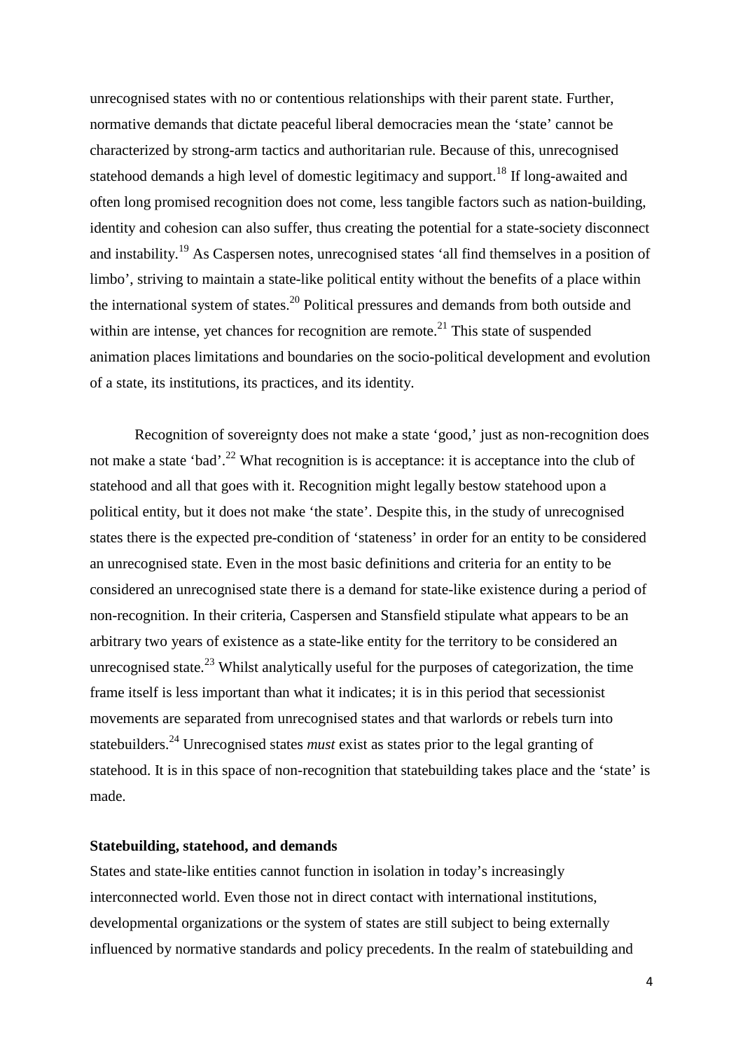unrecognised states with no or contentious relationships with their parent state. Further, normative demands that dictate peaceful liberal democracies mean the 'state' cannot be characterized by strong-arm tactics and authoritarian rule. Because of this, unrecognised statehood demands a high level of domestic legitimacy and support.[18] If long-awaited and often long promised recognition does not come, less tangible factors such as nation-building, identity and cohesion can also suffer, thus creating the potential for a state-society disconnect and instability.[19] As Caspersen notes, unrecognised states 'all find themselves in a position of limbo', striving to maintain a state-like political entity without the benefits of a place within the international system of states.[20] Political pressures and demands from both outside and within are intense, yet chances for recognition are remote.[21] This state of suspended animation places limitations and boundaries on the socio-political development and evolution of a state, its institutions, its practices, and its identity.

Recognition of sovereignty does not make a state 'good,' just as non-recognition does not make a state 'bad'.[22] What recognition is is acceptance: it is acceptance into the club of statehood and all that goes with it. Recognition might legally bestow statehood upon a political entity, but it does not make 'the state'. Despite this, in the study of unrecognised states there is the expected pre-condition of 'stateness' in order for an entity to be considered an unrecognised state. Even in the most basic definitions and criteria for an entity to be considered an unrecognised state there is a demand for state-like existence during a period of non-recognition. In their criteria, Caspersen and Stansfield stipulate what appears to be an arbitrary two years of existence as a state-like entity for the territory to be considered an unrecognised state.[23] Whilst analytically useful for the purposes of categorization, the time frame itself is less important than what it indicates; it is in this period that secessionist movements are separated from unrecognised states and that warlords or rebels turn into statebuilders.[24] Unrecognised states *must* exist as states prior to the legal granting of statehood. It is in this space of non-recognition that statebuilding takes place and the 'state' is made.

**Statebuilding, statehood, and demands**

States and state-like entities cannot function in isolation in today's increasingly interconnected world. Even those not in direct contact with international institutions, developmental organizations or the system of states are still subject to being externally influenced by normative standards and policy precedents. In the realm of statebuilding and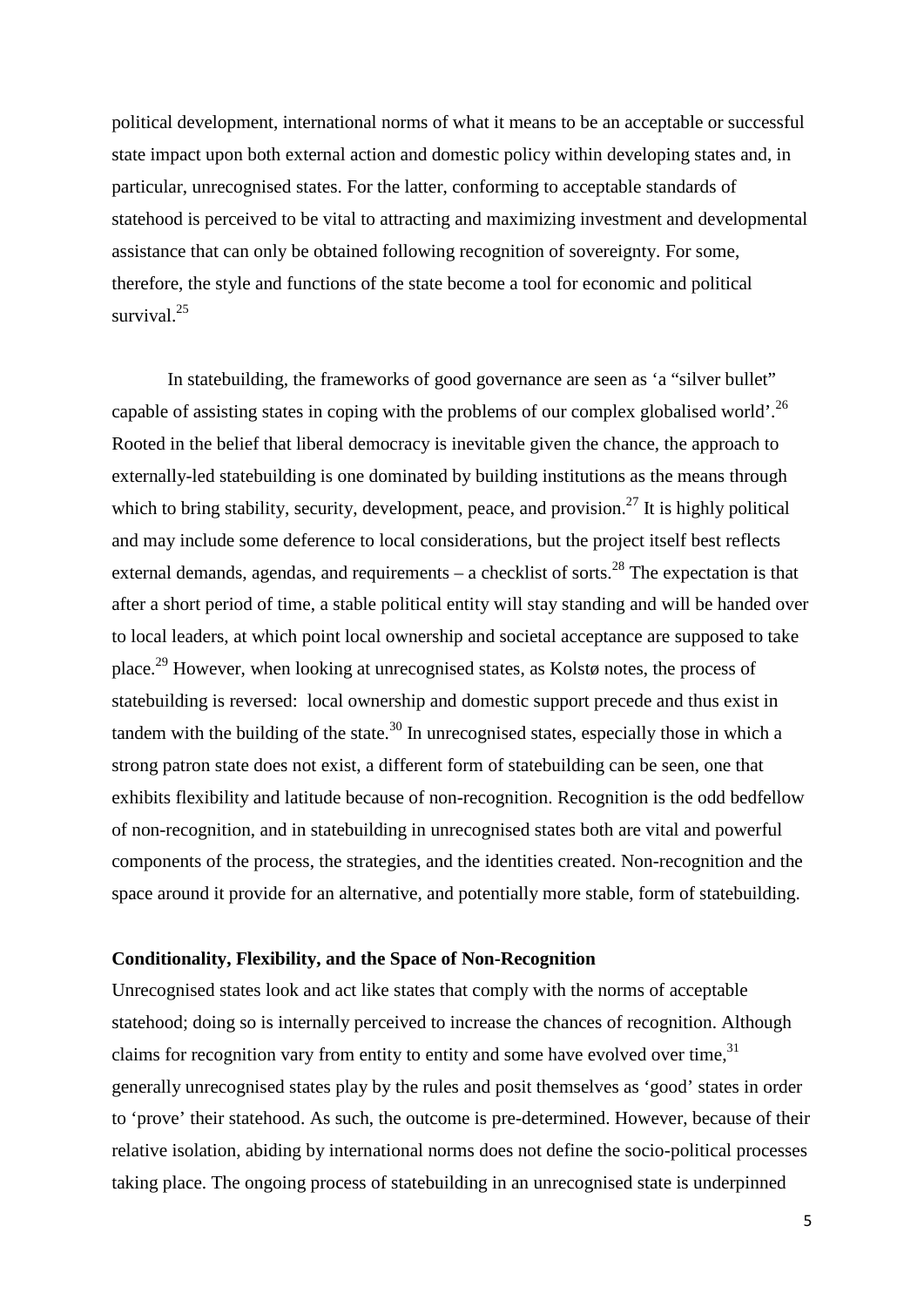political development, international norms of what it means to be an acceptable or successful state impact upon both external action and domestic policy within developing states and, in particular, unrecognised states. For the latter, conforming to acceptable standards of statehood is perceived to be vital to attracting and maximizing investment and developmental assistance that can only be obtained following recognition of sovereignty. For some, therefore, the style and functions of the state become a tool for economic and political survival.[25]

In statebuilding, the frameworks of good governance are seen as 'a "silver bullet" capable of assisting states in coping with the problems of our complex globalised world'.[26] Rooted in the belief that liberal democracy is inevitable given the chance, the approach to externally-led statebuilding is one dominated by building institutions as the means through which to bring stability, security, development, peace, and provision.[27] It is highly political and may include some deference to local considerations, but the project itself best reflects external demands, agendas, and requirements – a checklist of sorts.[28] The expectation is that after a short period of time, a stable political entity will stay standing and will be handed over to local leaders, at which point local ownership and societal acceptance are supposed to take place.[29] However, when looking at unrecognised states, as Kolstø notes, the process of statebuilding is reversed: local ownership and domestic support precede and thus exist in tandem with the building of the state.[30] In unrecognised states, especially those in which a strong patron state does not exist, a different form of statebuilding can be seen, one that exhibits flexibility and latitude because of non-recognition. Recognition is the odd bedfellow of non-recognition, and in statebuilding in unrecognised states both are vital and powerful components of the process, the strategies, and the identities created. Non-recognition and the space around it provide for an alternative, and potentially more stable, form of statebuilding.

**Conditionality, Flexibility, and the Space of Non-Recognition**

Unrecognised states look and act like states that comply with the norms of acceptable statehood; doing so is internally perceived to increase the chances of recognition. Although claims for recognition vary from entity to entity and some have evolved over time,[31] generally unrecognised states play by the rules and posit themselves as 'good' states in order to 'prove' their statehood. As such, the outcome is pre-determined. However, because of their relative isolation, abiding by international norms does not define the socio-political processes taking place. The ongoing process of statebuilding in an unrecognised state is underpinned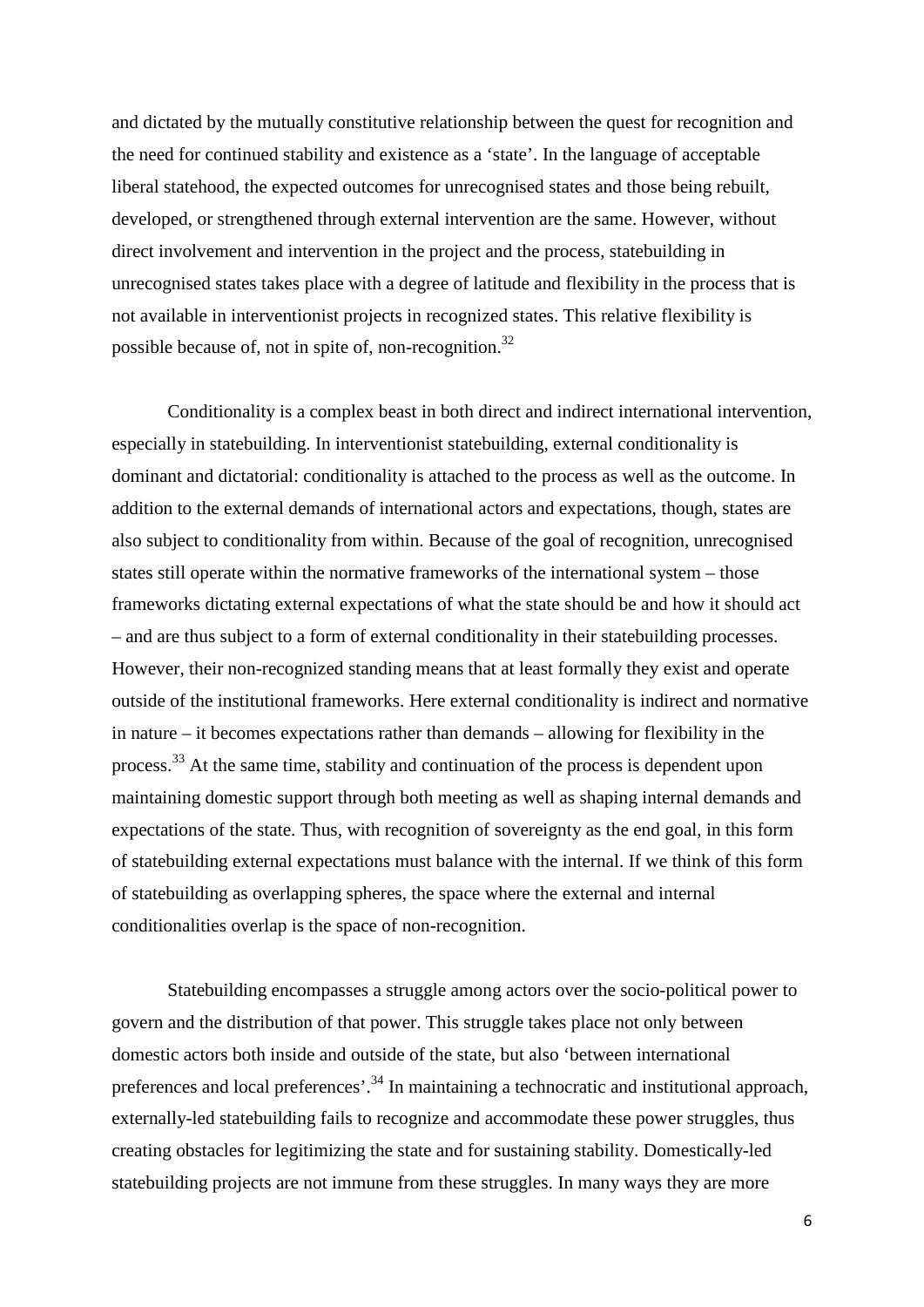and dictated by the mutually constitutive relationship between the quest for recognition and the need for continued stability and existence as a 'state'. In the language of acceptable liberal statehood, the expected outcomes for unrecognised states and those being rebuilt, developed, or strengthened through external intervention are the same. However, without direct involvement and intervention in the project and the process, statebuilding in unrecognised states takes place with a degree of latitude and flexibility in the process that is not available in interventionist projects in recognized states. This relative flexibility is possible because of, not in spite of, non-recognition.[32]

Conditionality is a complex beast in both direct and indirect international intervention, especially in statebuilding. In interventionist statebuilding, external conditionality is dominant and dictatorial: conditionality is attached to the process as well as the outcome. In addition to the external demands of international actors and expectations, though, states are also subject to conditionality from within. Because of the goal of recognition, unrecognised states still operate within the normative frameworks of the international system – those frameworks dictating external expectations of what the state should be and how it should act – and are thus subject to a form of external conditionality in their statebuilding processes. However, their non-recognized standing means that at least formally they exist and operate outside of the institutional frameworks. Here external conditionality is indirect and normative in nature – it becomes expectations rather than demands – allowing for flexibility in the process.[33] At the same time, stability and continuation of the process is dependent upon maintaining domestic support through both meeting as well as shaping internal demands and expectations of the state. Thus, with recognition of sovereignty as the end goal, in this form of statebuilding external expectations must balance with the internal. If we think of this form of statebuilding as overlapping spheres, the space where the external and internal conditionalities overlap is the space of non-recognition.

Statebuilding encompasses a struggle among actors over the socio-political power to govern and the distribution of that power. This struggle takes place not only between domestic actors both inside and outside of the state, but also 'between international preferences and local preferences'.[34] In maintaining a technocratic and institutional approach, externally-led statebuilding fails to recognize and accommodate these power struggles, thus creating obstacles for legitimizing the state and for sustaining stability. Domestically-led statebuilding projects are not immune from these struggles. In many ways they are more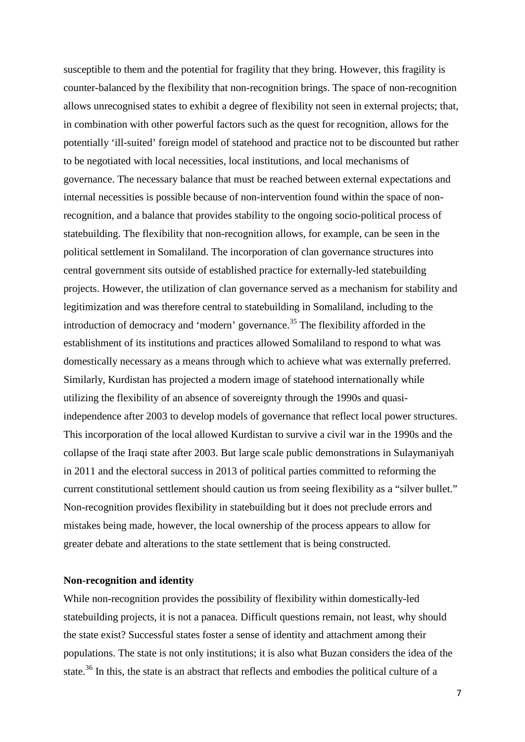susceptible to them and the potential for fragility that they bring. However, this fragility is counter-balanced by the flexibility that non-recognition brings. The space of non-recognition allows unrecognised states to exhibit a degree of flexibility not seen in external projects; that, in combination with other powerful factors such as the quest for recognition, allows for the potentially 'ill-suited' foreign model of statehood and practice not to be discounted but rather to be negotiated with local necessities, local institutions, and local mechanisms of governance. The necessary balance that must be reached between external expectations and internal necessities is possible because of non-intervention found within the space of non-recognition, and a balance that provides stability to the ongoing socio-political process of statebuilding. The flexibility that non-recognition allows, for example, can be seen in the political settlement in Somaliland. The incorporation of clan governance structures into central government sits outside of established practice for externally-led statebuilding projects. However, the utilization of clan governance served as a mechanism for stability and legitimization and was therefore central to statebuilding in Somaliland, including to the introduction of democracy and 'modern' governance.[35] The flexibility afforded in the establishment of its institutions and practices allowed Somaliland to respond to what was domestically necessary as a means through which to achieve what was externally preferred. Similarly, Kurdistan has projected a modern image of statehood internationally while utilizing the flexibility of an absence of sovereignty through the 1990s and quasi-independence after 2003 to develop models of governance that reflect local power structures. This incorporation of the local allowed Kurdistan to survive a civil war in the 1990s and the collapse of the Iraqi state after 2003. But large scale public demonstrations in Sulaymaniyah in 2011 and the electoral success in 2013 of political parties committed to reforming the current constitutional settlement should caution us from seeing flexibility as a "silver bullet." Non-recognition provides flexibility in statebuilding but it does not preclude errors and mistakes being made, however, the local ownership of the process appears to allow for greater debate and alterations to the state settlement that is being constructed.

**Non-recognition and identity**

While non-recognition provides the possibility of flexibility within domestically-led statebuilding projects, it is not a panacea. Difficult questions remain, not least, why should the state exist? Successful states foster a sense of identity and attachment among their populations. The state is not only institutions; it is also what Buzan considers the idea of the state.[36] In this, the state is an abstract that reflects and embodies the political culture of a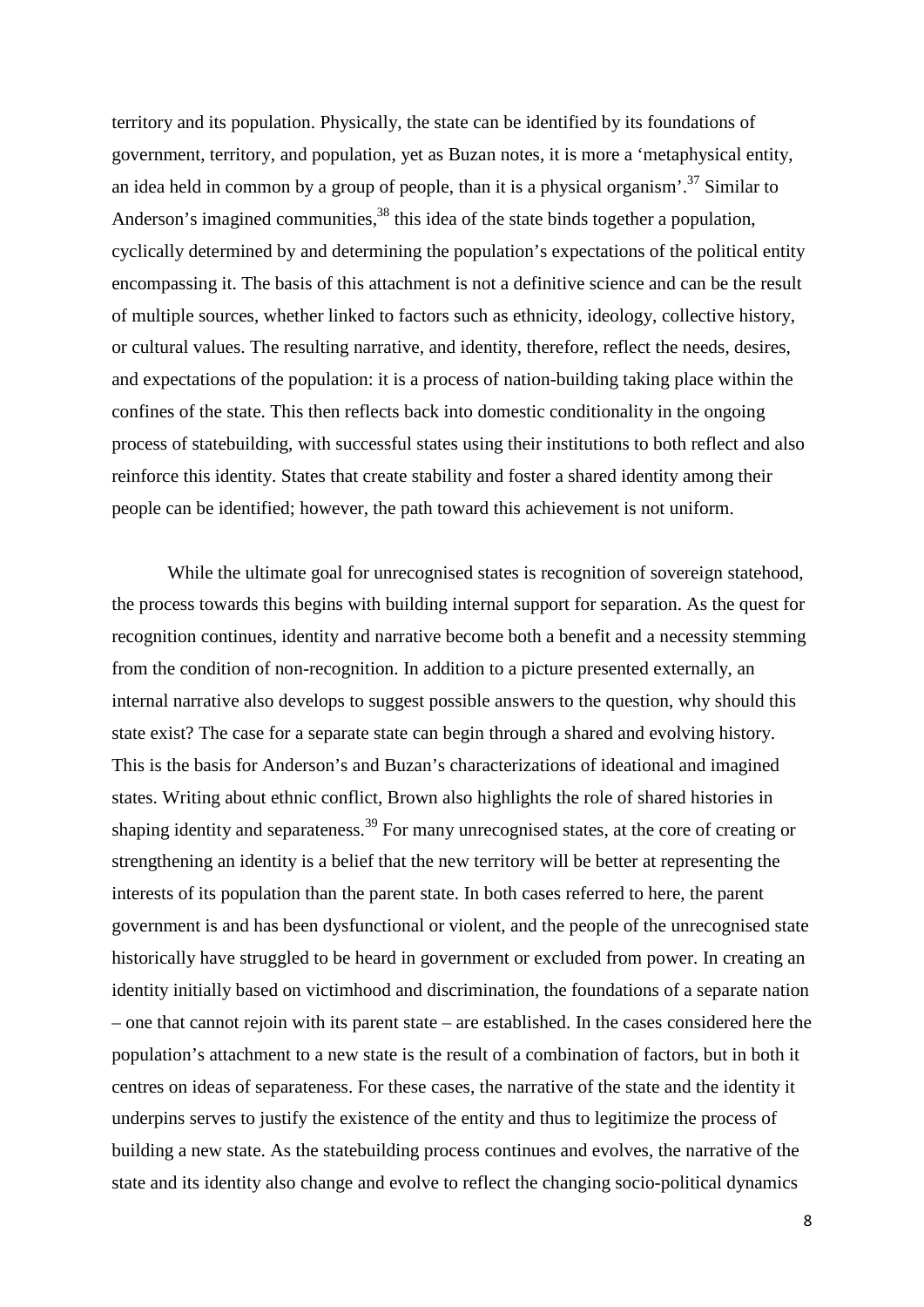territory and its population. Physically, the state can be identified by its foundations of government, territory, and population, yet as Buzan notes, it is more a 'metaphysical entity, an idea held in common by a group of people, than it is a physical organism'.[37] Similar to Anderson's imagined communities,[38] this idea of the state binds together a population, cyclically determined by and determining the population's expectations of the political entity encompassing it. The basis of this attachment is not a definitive science and can be the result of multiple sources, whether linked to factors such as ethnicity, ideology, collective history, or cultural values. The resulting narrative, and identity, therefore, reflect the needs, desires, and expectations of the population: it is a process of nation-building taking place within the confines of the state. This then reflects back into domestic conditionality in the ongoing process of statebuilding, with successful states using their institutions to both reflect and also reinforce this identity. States that create stability and foster a shared identity among their people can be identified; however, the path toward this achievement is not uniform.

While the ultimate goal for unrecognised states is recognition of sovereign statehood, the process towards this begins with building internal support for separation. As the quest for recognition continues, identity and narrative become both a benefit and a necessity stemming from the condition of non-recognition. In addition to a picture presented externally, an internal narrative also develops to suggest possible answers to the question, why should this state exist? The case for a separate state can begin through a shared and evolving history. This is the basis for Anderson's and Buzan's characterizations of ideational and imagined states. Writing about ethnic conflict, Brown also highlights the role of shared histories in shaping identity and separateness.[39] For many unrecognised states, at the core of creating or strengthening an identity is a belief that the new territory will be better at representing the interests of its population than the parent state. In both cases referred to here, the parent government is and has been dysfunctional or violent, and the people of the unrecognised state historically have struggled to be heard in government or excluded from power. In creating an identity initially based on victimhood and discrimination, the foundations of a separate nation – one that cannot rejoin with its parent state – are established. In the cases considered here the population's attachment to a new state is the result of a combination of factors, but in both it centres on ideas of separateness. For these cases, the narrative of the state and the identity it underpins serves to justify the existence of the entity and thus to legitimize the process of building a new state. As the statebuilding process continues and evolves, the narrative of the state and its identity also change and evolve to reflect the changing socio-political dynamics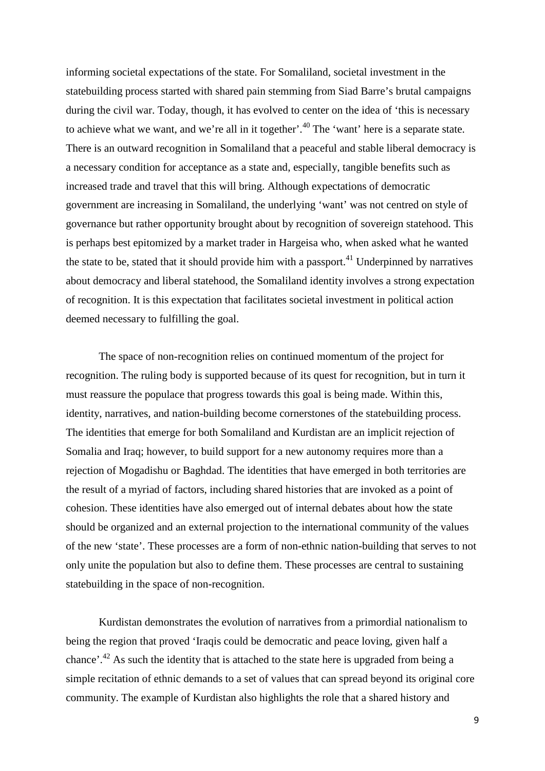informing societal expectations of the state. For Somaliland, societal investment in the statebuilding process started with shared pain stemming from Siad Barre's brutal campaigns during the civil war. Today, though, it has evolved to center on the idea of 'this is necessary to achieve what we want, and we're all in it together'.[40] The 'want' here is a separate state. There is an outward recognition in Somaliland that a peaceful and stable liberal democracy is a necessary condition for acceptance as a state and, especially, tangible benefits such as increased trade and travel that this will bring. Although expectations of democratic government are increasing in Somaliland, the underlying 'want' was not centred on style of governance but rather opportunity brought about by recognition of sovereign statehood. This is perhaps best epitomized by a market trader in Hargeisa who, when asked what he wanted the state to be, stated that it should provide him with a passport.[41] Underpinned by narratives about democracy and liberal statehood, the Somaliland identity involves a strong expectation of recognition. It is this expectation that facilitates societal investment in political action deemed necessary to fulfilling the goal.

The space of non-recognition relies on continued momentum of the project for recognition. The ruling body is supported because of its quest for recognition, but in turn it must reassure the populace that progress towards this goal is being made. Within this, identity, narratives, and nation-building become cornerstones of the statebuilding process. The identities that emerge for both Somaliland and Kurdistan are an implicit rejection of Somalia and Iraq; however, to build support for a new autonomy requires more than a rejection of Mogadishu or Baghdad. The identities that have emerged in both territories are the result of a myriad of factors, including shared histories that are invoked as a point of cohesion. These identities have also emerged out of internal debates about how the state should be organized and an external projection to the international community of the values of the new 'state'. These processes are a form of non-ethnic nation-building that serves to not only unite the population but also to define them. These processes are central to sustaining statebuilding in the space of non-recognition.

Kurdistan demonstrates the evolution of narratives from a primordial nationalism to being the region that proved 'Iraqis could be democratic and peace loving, given half a chance'.[42] As such the identity that is attached to the state here is upgraded from being a simple recitation of ethnic demands to a set of values that can spread beyond its original core community. The example of Kurdistan also highlights the role that a shared history and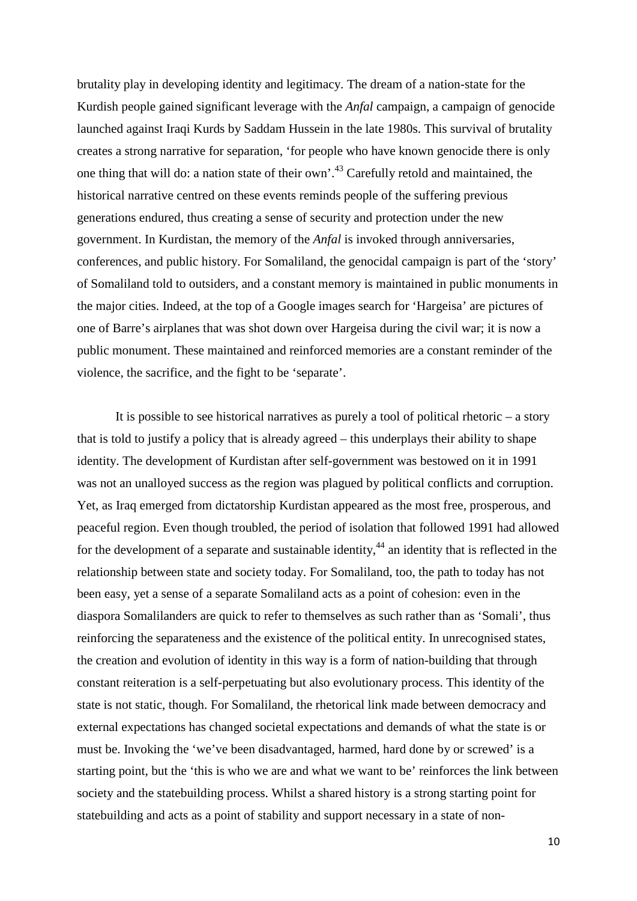brutality play in developing identity and legitimacy. The dream of a nation-state for the Kurdish people gained significant leverage with the *Anfal* campaign, a campaign of genocide launched against Iraqi Kurds by Saddam Hussein in the late 1980s. This survival of brutality creates a strong narrative for separation, 'for people who have known genocide there is only one thing that will do: a nation state of their own'.[43] Carefully retold and maintained, the historical narrative centred on these events reminds people of the suffering previous generations endured, thus creating a sense of security and protection under the new government. In Kurdistan, the memory of the *Anfal* is invoked through anniversaries, conferences, and public history. For Somaliland, the genocidal campaign is part of the 'story' of Somaliland told to outsiders, and a constant memory is maintained in public monuments in the major cities. Indeed, at the top of a Google images search for 'Hargeisa' are pictures of one of Barre's airplanes that was shot down over Hargeisa during the civil war; it is now a public monument. These maintained and reinforced memories are a constant reminder of the violence, the sacrifice, and the fight to be 'separate'.

It is possible to see historical narratives as purely a tool of political rhetoric – a story that is told to justify a policy that is already agreed – this underplays their ability to shape identity. The development of Kurdistan after self-government was bestowed on it in 1991 was not an unalloyed success as the region was plagued by political conflicts and corruption. Yet, as Iraq emerged from dictatorship Kurdistan appeared as the most free, prosperous, and peaceful region. Even though troubled, the period of isolation that followed 1991 had allowed for the development of a separate and sustainable identity,[44] an identity that is reflected in the relationship between state and society today. For Somaliland, too, the path to today has not been easy, yet a sense of a separate Somaliland acts as a point of cohesion: even in the diaspora Somalilanders are quick to refer to themselves as such rather than as 'Somali', thus reinforcing the separateness and the existence of the political entity. In unrecognised states, the creation and evolution of identity in this way is a form of nation-building that through constant reiteration is a self-perpetuating but also evolutionary process. This identity of the state is not static, though. For Somaliland, the rhetorical link made between democracy and external expectations has changed societal expectations and demands of what the state is or must be. Invoking the 'we've been disadvantaged, harmed, hard done by or screwed' is a starting point, but the 'this is who we are and what we want to be' reinforces the link between society and the statebuilding process. Whilst a shared history is a strong starting point for statebuilding and acts as a point of stability and support necessary in a state of non-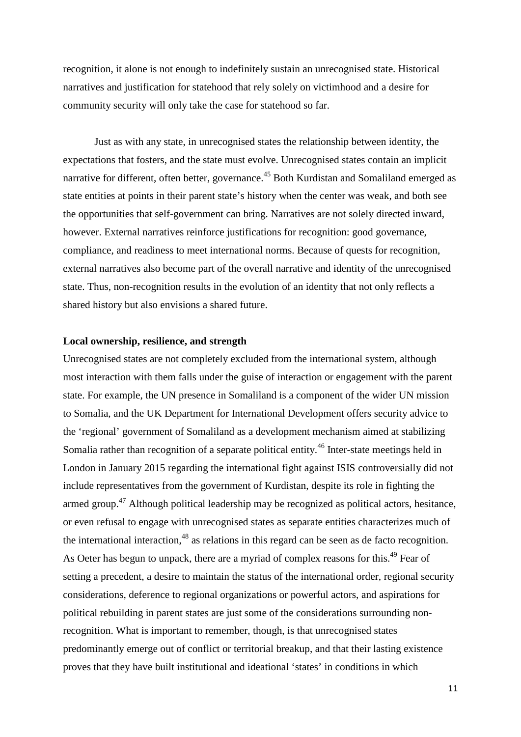recognition, it alone is not enough to indefinitely sustain an unrecognised state. Historical narratives and justification for statehood that rely solely on victimhood and a desire for community security will only take the case for statehood so far.

Just as with any state, in unrecognised states the relationship between identity, the expectations that fosters, and the state must evolve. Unrecognised states contain an implicit narrative for different, often better, governance.[45] Both Kurdistan and Somaliland emerged as state entities at points in their parent state's history when the center was weak, and both see the opportunities that self-government can bring. Narratives are not solely directed inward, however. External narratives reinforce justifications for recognition: good governance, compliance, and readiness to meet international norms. Because of quests for recognition, external narratives also become part of the overall narrative and identity of the unrecognised state. Thus, non-recognition results in the evolution of an identity that not only reflects a shared history but also envisions a shared future.

**Local ownership, resilience, and strength**

Unrecognised states are not completely excluded from the international system, although most interaction with them falls under the guise of interaction or engagement with the parent state. For example, the UN presence in Somaliland is a component of the wider UN mission to Somalia, and the UK Department for International Development offers security advice to the 'regional' government of Somaliland as a development mechanism aimed at stabilizing Somalia rather than recognition of a separate political entity.[46] Inter-state meetings held in London in January 2015 regarding the international fight against ISIS controversially did not include representatives from the government of Kurdistan, despite its role in fighting the armed group.[47] Although political leadership may be recognized as political actors, hesitance, or even refusal to engage with unrecognised states as separate entities characterizes much of the international interaction,[48] as relations in this regard can be seen as de facto recognition. As Oeter has begun to unpack, there are a myriad of complex reasons for this.[49] Fear of setting a precedent, a desire to maintain the status of the international order, regional security considerations, deference to regional organizations or powerful actors, and aspirations for political rebuilding in parent states are just some of the considerations surrounding non-recognition. What is important to remember, though, is that unrecognised states predominantly emerge out of conflict or territorial breakup, and that their lasting existence proves that they have built institutional and ideational 'states' in conditions in which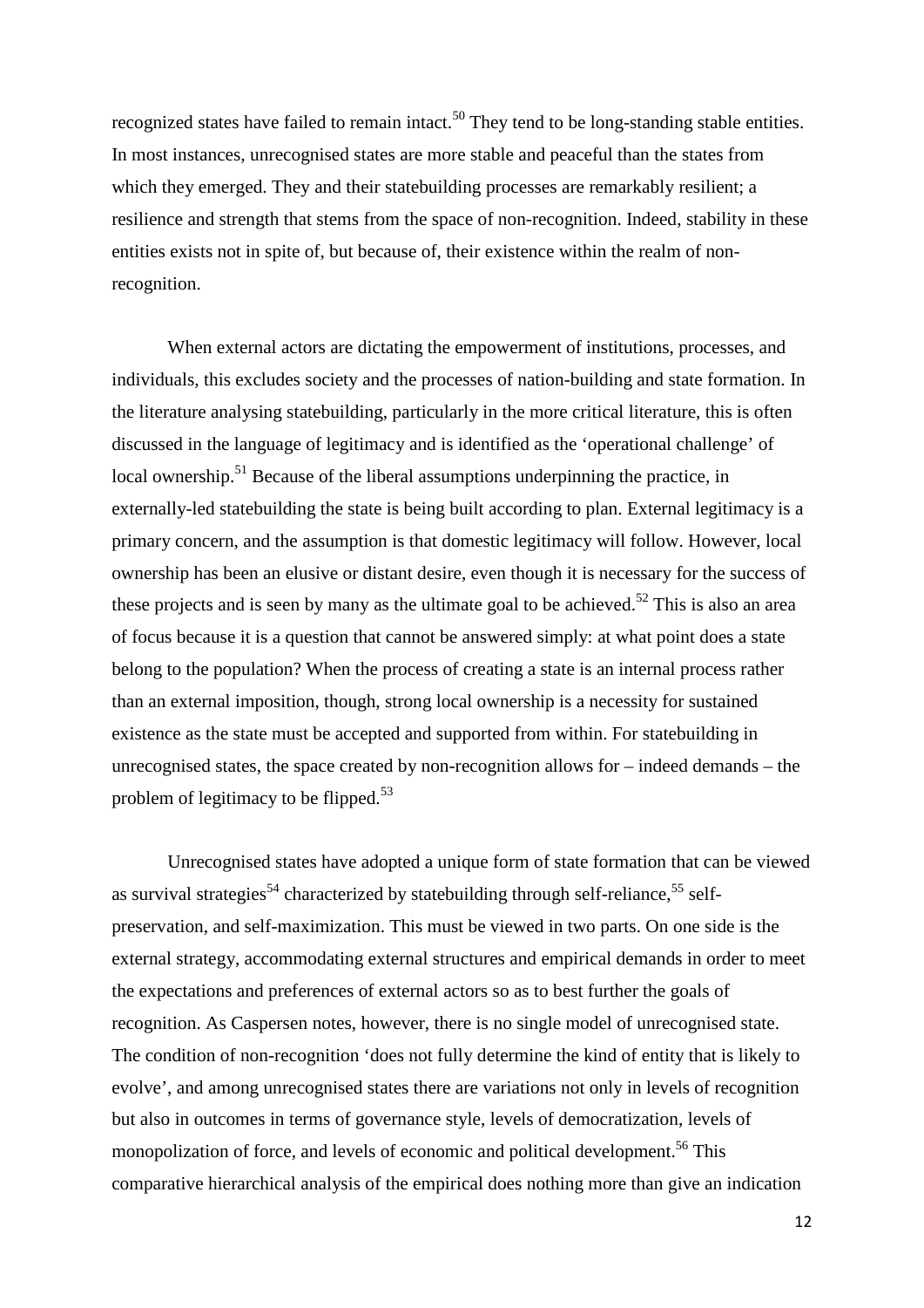recognized states have failed to remain intact.[50] They tend to be long-standing stable entities. In most instances, unrecognised states are more stable and peaceful than the states from which they emerged. They and their statebuilding processes are remarkably resilient; a resilience and strength that stems from the space of non-recognition. Indeed, stability in these entities exists not in spite of, but because of, their existence within the realm of non-recognition.

When external actors are dictating the empowerment of institutions, processes, and individuals, this excludes society and the processes of nation-building and state formation. In the literature analysing statebuilding, particularly in the more critical literature, this is often discussed in the language of legitimacy and is identified as the 'operational challenge' of local ownership.[51] Because of the liberal assumptions underpinning the practice, in externally-led statebuilding the state is being built according to plan. External legitimacy is a primary concern, and the assumption is that domestic legitimacy will follow. However, local ownership has been an elusive or distant desire, even though it is necessary for the success of these projects and is seen by many as the ultimate goal to be achieved.[52] This is also an area of focus because it is a question that cannot be answered simply: at what point does a state belong to the population? When the process of creating a state is an internal process rather than an external imposition, though, strong local ownership is a necessity for sustained existence as the state must be accepted and supported from within. For statebuilding in unrecognised states, the space created by non-recognition allows for – indeed demands – the problem of legitimacy to be flipped.[53]

Unrecognised states have adopted a unique form of state formation that can be viewed as survival strategies[54] characterized by statebuilding through self-reliance,[55] self-preservation, and self-maximization. This must be viewed in two parts. On one side is the external strategy, accommodating external structures and empirical demands in order to meet the expectations and preferences of external actors so as to best further the goals of recognition. As Caspersen notes, however, there is no single model of unrecognised state. The condition of non-recognition 'does not fully determine the kind of entity that is likely to evolve', and among unrecognised states there are variations not only in levels of recognition but also in outcomes in terms of governance style, levels of democratization, levels of monopolization of force, and levels of economic and political development.[56] This comparative hierarchical analysis of the empirical does nothing more than give an indication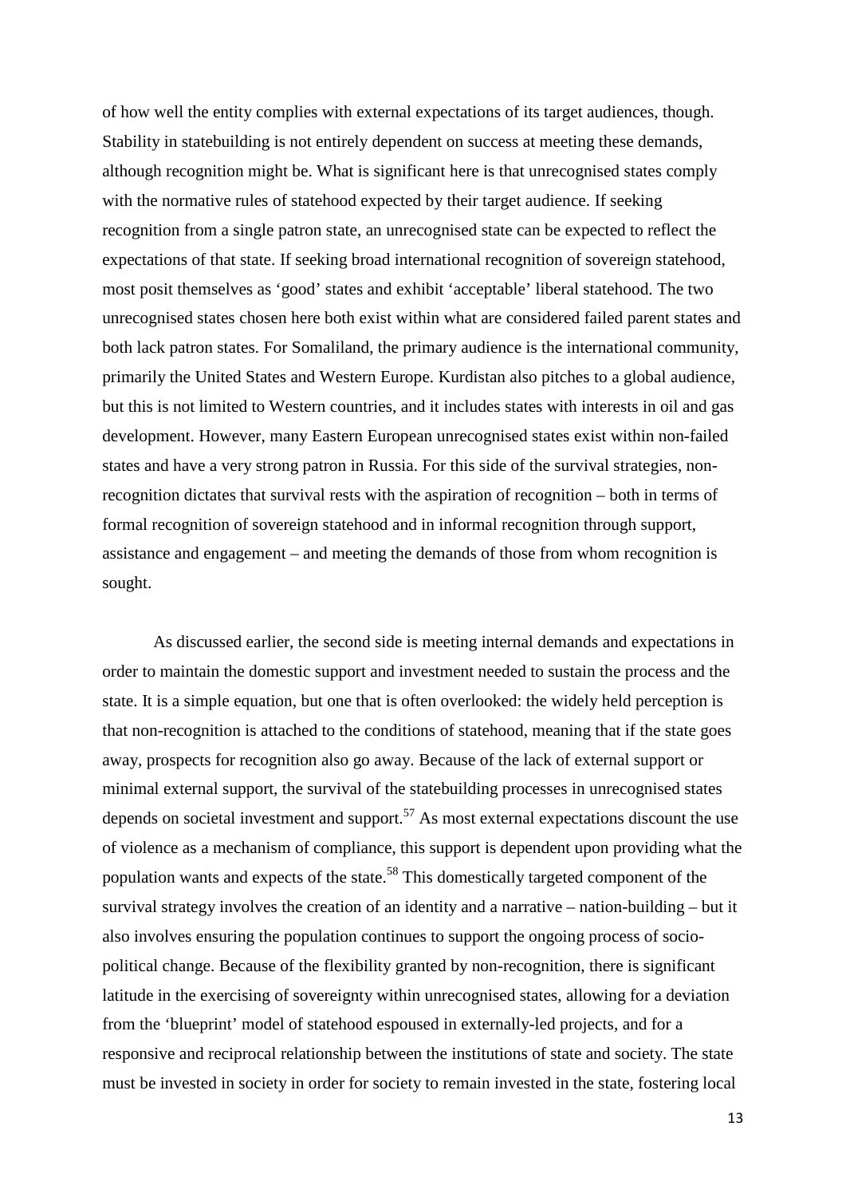of how well the entity complies with external expectations of its target audiences, though. Stability in statebuilding is not entirely dependent on success at meeting these demands, although recognition might be. What is significant here is that unrecognised states comply with the normative rules of statehood expected by their target audience. If seeking recognition from a single patron state, an unrecognised state can be expected to reflect the expectations of that state. If seeking broad international recognition of sovereign statehood, most posit themselves as 'good' states and exhibit 'acceptable' liberal statehood. The two unrecognised states chosen here both exist within what are considered failed parent states and both lack patron states. For Somaliland, the primary audience is the international community, primarily the United States and Western Europe. Kurdistan also pitches to a global audience, but this is not limited to Western countries, and it includes states with interests in oil and gas development. However, many Eastern European unrecognised states exist within non-failed states and have a very strong patron in Russia. For this side of the survival strategies, non-recognition dictates that survival rests with the aspiration of recognition – both in terms of formal recognition of sovereign statehood and in informal recognition through support, assistance and engagement – and meeting the demands of those from whom recognition is sought.

As discussed earlier, the second side is meeting internal demands and expectations in order to maintain the domestic support and investment needed to sustain the process and the state. It is a simple equation, but one that is often overlooked: the widely held perception is that non-recognition is attached to the conditions of statehood, meaning that if the state goes away, prospects for recognition also go away. Because of the lack of external support or minimal external support, the survival of the statebuilding processes in unrecognised states depends on societal investment and support.[57] As most external expectations discount the use of violence as a mechanism of compliance, this support is dependent upon providing what the population wants and expects of the state.[58] This domestically targeted component of the survival strategy involves the creation of an identity and a narrative – nation-building – but it also involves ensuring the population continues to support the ongoing process of socio-political change. Because of the flexibility granted by non-recognition, there is significant latitude in the exercising of sovereignty within unrecognised states, allowing for a deviation from the 'blueprint' model of statehood espoused in externally-led projects, and for a responsive and reciprocal relationship between the institutions of state and society. The state must be invested in society in order for society to remain invested in the state, fostering local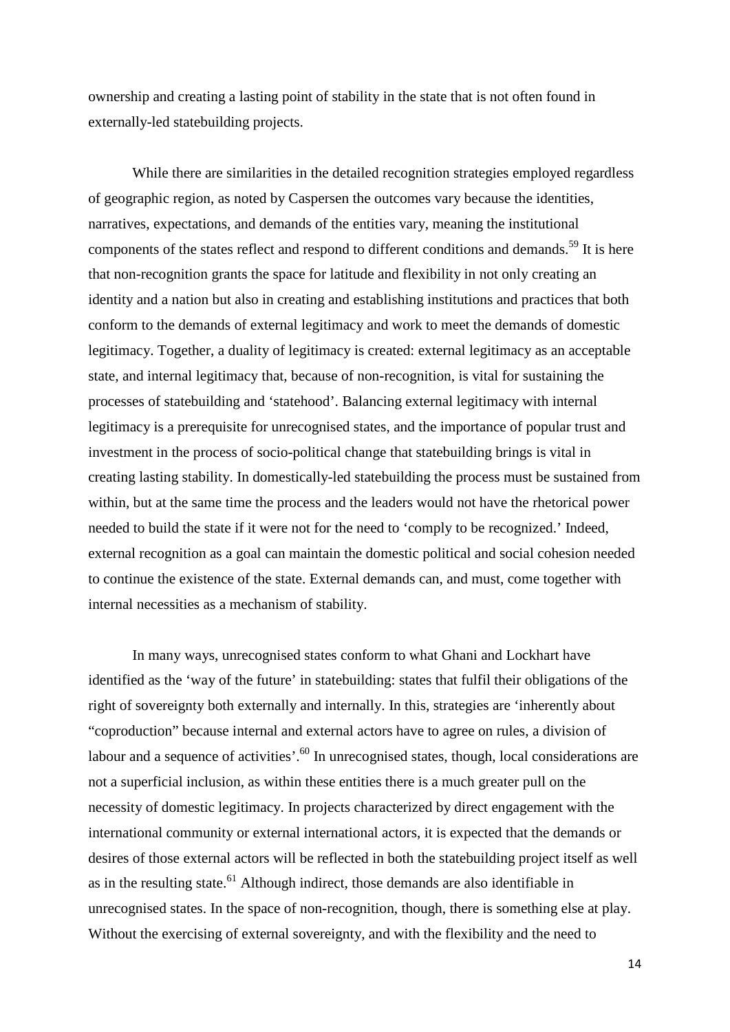ownership and creating a lasting point of stability in the state that is not often found in externally-led statebuilding projects.

While there are similarities in the detailed recognition strategies employed regardless of geographic region, as noted by Caspersen the outcomes vary because the identities, narratives, expectations, and demands of the entities vary, meaning the institutional components of the states reflect and respond to different conditions and demands.[59] It is here that non-recognition grants the space for latitude and flexibility in not only creating an identity and a nation but also in creating and establishing institutions and practices that both conform to the demands of external legitimacy and work to meet the demands of domestic legitimacy. Together, a duality of legitimacy is created: external legitimacy as an acceptable state, and internal legitimacy that, because of non-recognition, is vital for sustaining the processes of statebuilding and 'statehood'. Balancing external legitimacy with internal legitimacy is a prerequisite for unrecognised states, and the importance of popular trust and investment in the process of socio-political change that statebuilding brings is vital in creating lasting stability. In domestically-led statebuilding the process must be sustained from within, but at the same time the process and the leaders would not have the rhetorical power needed to build the state if it were not for the need to 'comply to be recognized.' Indeed, external recognition as a goal can maintain the domestic political and social cohesion needed to continue the existence of the state. External demands can, and must, come together with internal necessities as a mechanism of stability.

In many ways, unrecognised states conform to what Ghani and Lockhart have identified as the 'way of the future' in statebuilding: states that fulfil their obligations of the right of sovereignty both externally and internally. In this, strategies are 'inherently about "coproduction" because internal and external actors have to agree on rules, a division of labour and a sequence of activities'.[60] In unrecognised states, though, local considerations are not a superficial inclusion, as within these entities there is a much greater pull on the necessity of domestic legitimacy. In projects characterized by direct engagement with the international community or external international actors, it is expected that the demands or desires of those external actors will be reflected in both the statebuilding project itself as well as in the resulting state.[61] Although indirect, those demands are also identifiable in unrecognised states. In the space of non-recognition, though, there is something else at play. Without the exercising of external sovereignty, and with the flexibility and the need to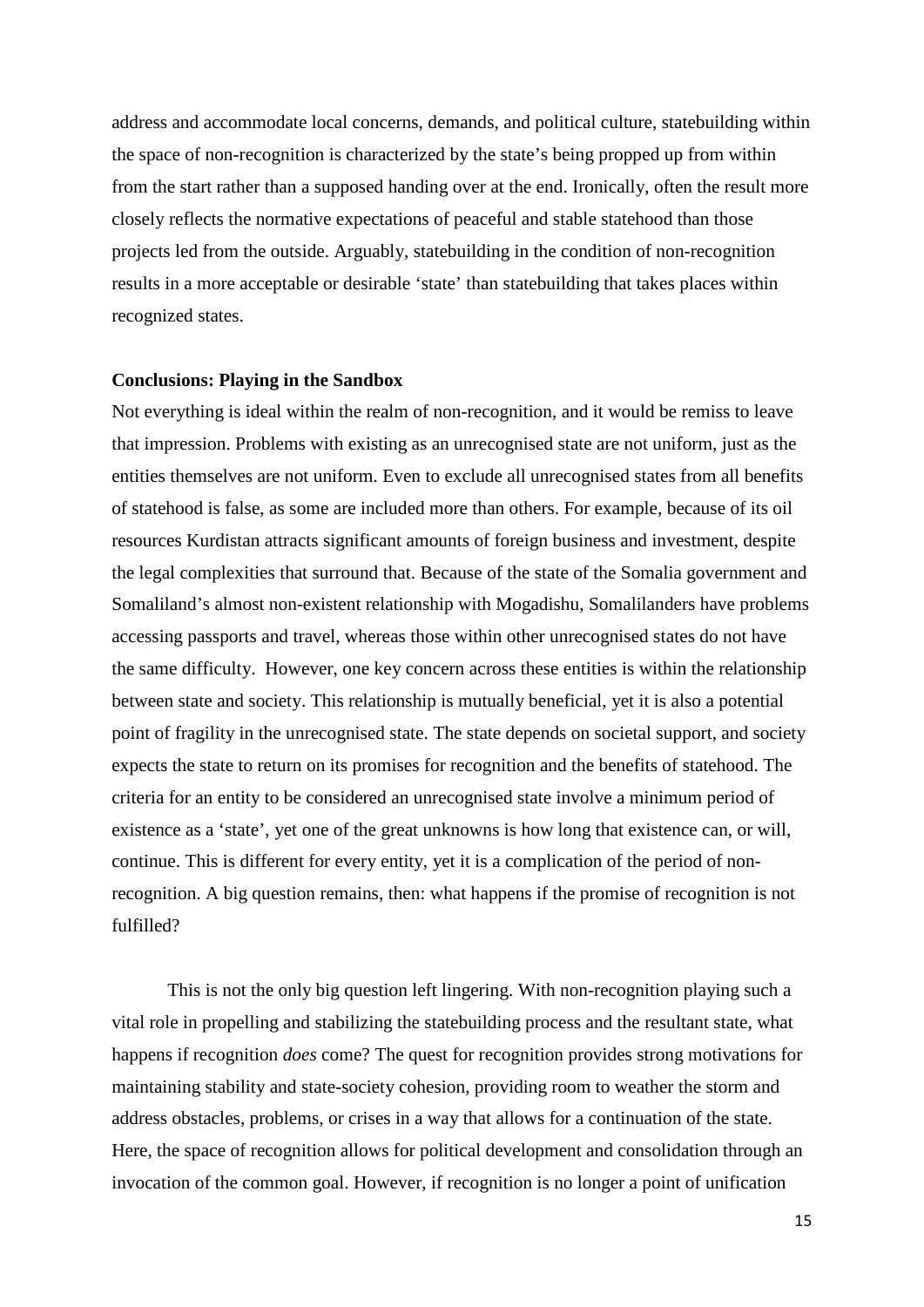address and accommodate local concerns, demands, and political culture, statebuilding within the space of non-recognition is characterized by the state's being propped up from within from the start rather than a supposed handing over at the end. Ironically, often the result more closely reflects the normative expectations of peaceful and stable statehood than those projects led from the outside. Arguably, statebuilding in the condition of non-recognition results in a more acceptable or desirable 'state' than statebuilding that takes places within recognized states.

**Conclusions: Playing in the Sandbox**

Not everything is ideal within the realm of non-recognition, and it would be remiss to leave that impression. Problems with existing as an unrecognised state are not uniform, just as the entities themselves are not uniform. Even to exclude all unrecognised states from all benefits of statehood is false, as some are included more than others. For example, because of its oil resources Kurdistan attracts significant amounts of foreign business and investment, despite the legal complexities that surround that. Because of the state of the Somalia government and Somaliland's almost non-existent relationship with Mogadishu, Somalilanders have problems accessing passports and travel, whereas those within other unrecognised states do not have the same difficulty. However, one key concern across these entities is within the relationship between state and society. This relationship is mutually beneficial, yet it is also a potential point of fragility in the unrecognised state. The state depends on societal support, and society expects the state to return on its promises for recognition and the benefits of statehood. The criteria for an entity to be considered an unrecognised state involve a minimum period of existence as a 'state', yet one of the great unknowns is how long that existence can, or will, continue. This is different for every entity, yet it is a complication of the period of non-recognition. A big question remains, then: what happens if the promise of recognition is not fulfilled?

This is not the only big question left lingering. With non-recognition playing such a vital role in propelling and stabilizing the statebuilding process and the resultant state, what happens if recognition *does* come? The quest for recognition provides strong motivations for maintaining stability and state-society cohesion, providing room to weather the storm and address obstacles, problems, or crises in a way that allows for a continuation of the state. Here, the space of recognition allows for political development and consolidation through an invocation of the common goal. However, if recognition is no longer a point of unification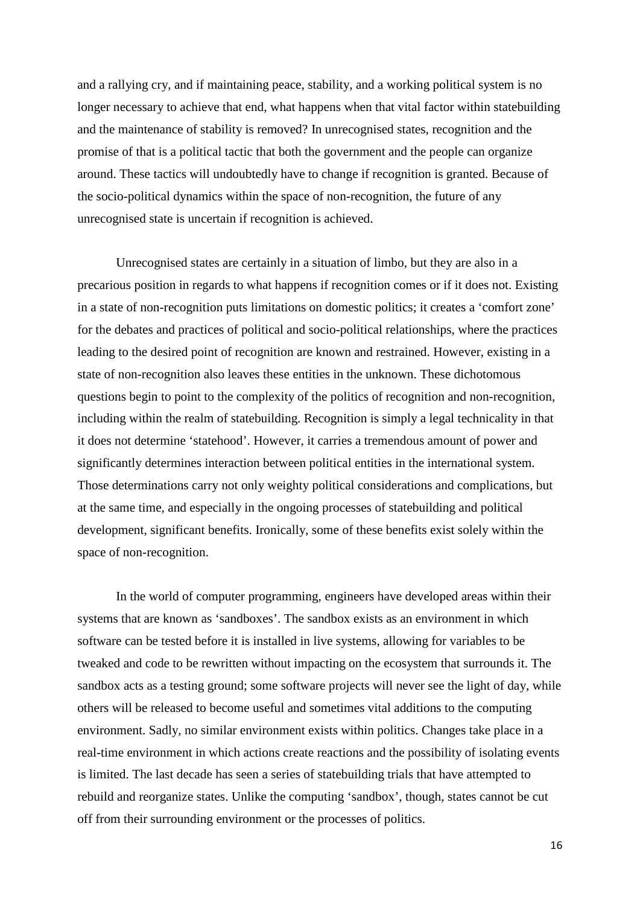and a rallying cry, and if maintaining peace, stability, and a working political system is no longer necessary to achieve that end, what happens when that vital factor within statebuilding and the maintenance of stability is removed? In unrecognised states, recognition and the promise of that is a political tactic that both the government and the people can organize around. These tactics will undoubtedly have to change if recognition is granted. Because of the socio-political dynamics within the space of non-recognition, the future of any unrecognised state is uncertain if recognition is achieved.

Unrecognised states are certainly in a situation of limbo, but they are also in a precarious position in regards to what happens if recognition comes or if it does not. Existing in a state of non-recognition puts limitations on domestic politics; it creates a 'comfort zone' for the debates and practices of political and socio-political relationships, where the practices leading to the desired point of recognition are known and restrained. However, existing in a state of non-recognition also leaves these entities in the unknown. These dichotomous questions begin to point to the complexity of the politics of recognition and non-recognition, including within the realm of statebuilding. Recognition is simply a legal technicality in that it does not determine 'statehood'. However, it carries a tremendous amount of power and significantly determines interaction between political entities in the international system. Those determinations carry not only weighty political considerations and complications, but at the same time, and especially in the ongoing processes of statebuilding and political development, significant benefits. Ironically, some of these benefits exist solely within the space of non-recognition.

In the world of computer programming, engineers have developed areas within their systems that are known as 'sandboxes'. The sandbox exists as an environment in which software can be tested before it is installed in live systems, allowing for variables to be tweaked and code to be rewritten without impacting on the ecosystem that surrounds it. The sandbox acts as a testing ground; some software projects will never see the light of day, while others will be released to become useful and sometimes vital additions to the computing environment. Sadly, no similar environment exists within politics. Changes take place in a real-time environment in which actions create reactions and the possibility of isolating events is limited. The last decade has seen a series of statebuilding trials that have attempted to rebuild and reorganize states. Unlike the computing 'sandbox', though, states cannot be cut off from their surrounding environment or the processes of politics.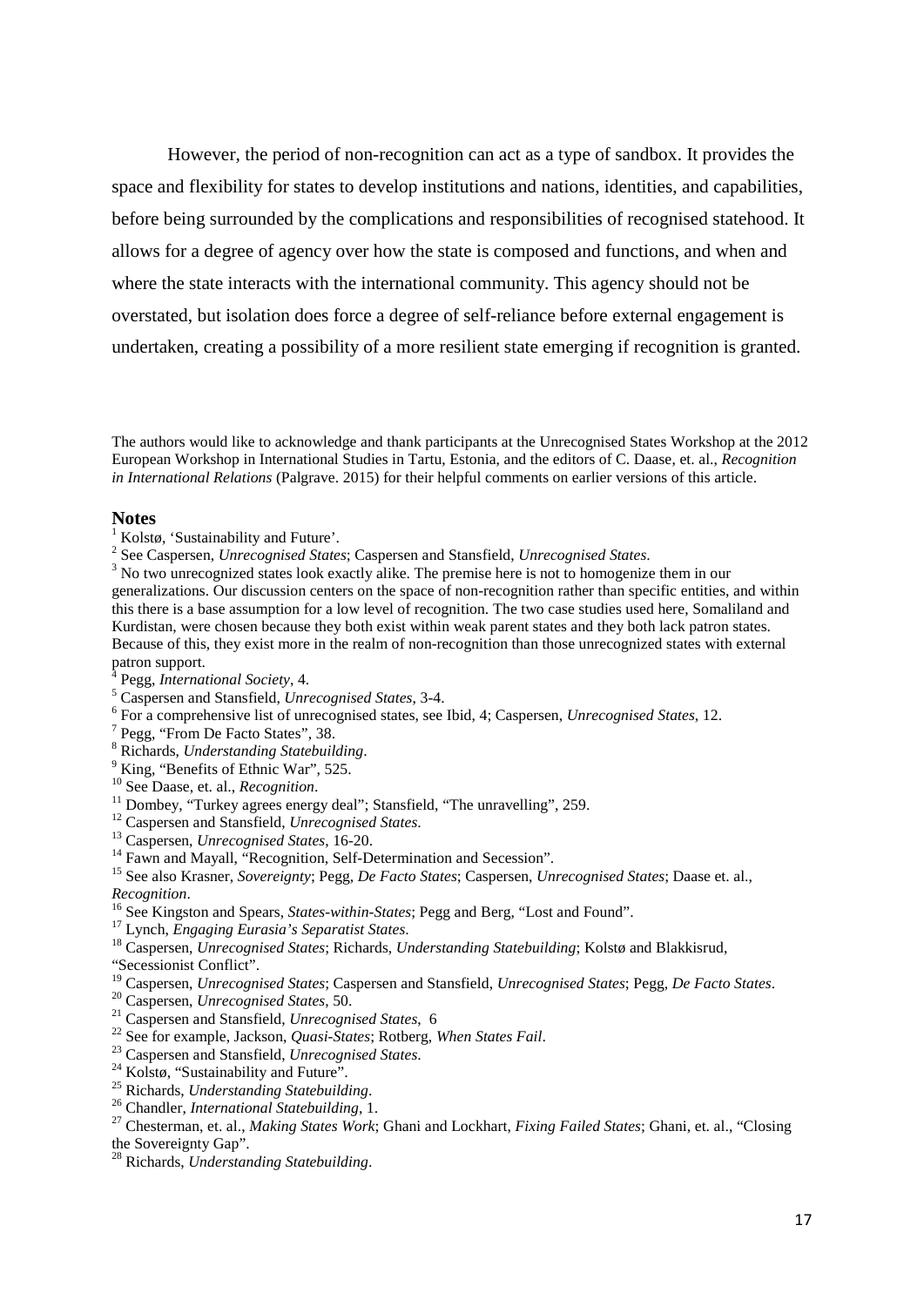However, the period of non-recognition can act as a type of sandbox. It provides the space and flexibility for states to develop institutions and nations, identities, and capabilities, before being surrounded by the complications and responsibilities of recognised statehood. It allows for a degree of agency over how the state is composed and functions, and when and where the state interacts with the international community. This agency should not be overstated, but isolation does force a degree of self-reliance before external engagement is undertaken, creating a possibility of a more resilient state emerging if recognition is granted.

The authors would like to acknowledge and thank participants at the Unrecognised States Workshop at the 2012 European Workshop in International Studies in Tartu, Estonia, and the editors of C. Daase, et. al., *Recognition in International Relations* (Palgrave. 2015) for their helpful comments on earlier versions of this article.

## Notes

[1] Kolstø, 'Sustainability and Future'.

[2] See Caspersen, *Unrecognised States*; Caspersen and Stansfield, *Unrecognised States*.

[3] No two unrecognized states look exactly alike. The premise here is not to homogenize them in our generalizations. Our discussion centers on the space of non-recognition rather than specific entities, and within this there is a base assumption for a low level of recognition. The two case studies used here, Somaliland and Kurdistan, were chosen because they both exist within weak parent states and they both lack patron states. Because of this, they exist more in the realm of non-recognition than those unrecognized states with external patron support.

[4] Pegg, *International Society*, 4.

[5] Caspersen and Stansfield, *Unrecognised States*, 3-4.

[6] For a comprehensive list of unrecognised states, see Ibid, 4; Caspersen, *Unrecognised States*, 12.

[7] Pegg, "From De Facto States", 38.

[8] Richards, *Understanding Statebuilding*.

[9] King, "Benefits of Ethnic War", 525.

[10] See Daase, et. al., *Recognition*.

[11] Dombey, "Turkey agrees energy deal"; Stansfield, "The unravelling", 259.

[12] Caspersen and Stansfield, *Unrecognised States*.

[13] Caspersen, *Unrecognised States*, 16-20.

[14] Fawn and Mayall, "Recognition, Self-Determination and Secession".

[15] See also Krasner, *Sovereignty*; Pegg, *De Facto States*; Caspersen, *Unrecognised States*; Daase et. al., *Recognition*.

[16] See Kingston and Spears, *States-within-States*; Pegg and Berg, "Lost and Found".

[17] Lynch, *Engaging Eurasia's Separatist States*.

[18] Caspersen, *Unrecognised States*; Richards, *Understanding Statebuilding*; Kolstø and Blakkisrud, "Secessionist Conflict".

[19] Caspersen, *Unrecognised States*; Caspersen and Stansfield, *Unrecognised States*; Pegg, *De Facto States*.

[20] Caspersen, *Unrecognised States*, 50.

[21] Caspersen and Stansfield, *Unrecognised States*, 6

[22] See for example, Jackson, *Quasi-States*; Rotberg, *When States Fail*.

[23] Caspersen and Stansfield, *Unrecognised States*.

[24] Kolstø, "Sustainability and Future".

[25] Richards, *Understanding Statebuilding*.

[26] Chandler, *International Statebuilding*, 1.

[27] Chesterman, et. al., *Making States Work*; Ghani and Lockhart, *Fixing Failed States*; Ghani, et. al., "Closing the Sovereignty Gap".

[28] Richards, *Understanding Statebuilding*.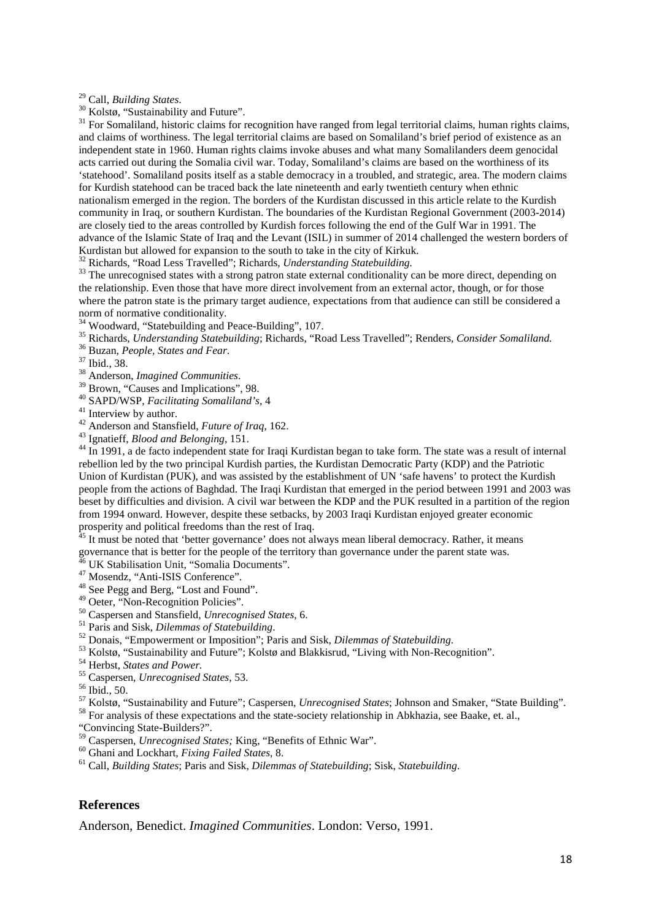[29] Call, *Building States*.

[30] Kolstø, "Sustainability and Future".

[31] For Somaliland, historic claims for recognition have ranged from legal territorial claims, human rights claims, and claims of worthiness. The legal territorial claims are based on Somaliland's brief period of existence as an independent state in 1960. Human rights claims invoke abuses and what many Somalilanders deem genocidal acts carried out during the Somalia civil war. Today, Somaliland's claims are based on the worthiness of its 'statehood'. Somaliland posits itself as a stable democracy in a troubled, and strategic, area. The modern claims for Kurdish statehood can be traced back the late nineteenth and early twentieth century when ethnic nationalism emerged in the region. The borders of the Kurdistan discussed in this article relate to the Kurdish community in Iraq, or southern Kurdistan. The boundaries of the Kurdistan Regional Government (2003-2014) are closely tied to the areas controlled by Kurdish forces following the end of the Gulf War in 1991. The advance of the Islamic State of Iraq and the Levant (ISIL) in summer of 2014 challenged the western borders of Kurdistan but allowed for expansion to the south to take in the city of Kirkuk.

[32] Richards, "Road Less Travelled"; Richards, *Understanding Statebuilding.*

[33] The unrecognised states with a strong patron state external conditionality can be more direct, depending on the relationship. Even those that have more direct involvement from an external actor, though, or for those where the patron state is the primary target audience, expectations from that audience can still be considered a norm of normative conditionality.

[34] Woodward, "Statebuilding and Peace-Building", 107.

[35] Richards, *Understanding Statebuilding*; Richards, "Road Less Travelled"; Renders, *Consider Somaliland.*

[36] Buzan, *People, States and Fear*.

[37] Ibid., 38.

[38] Anderson, *Imagined Communities*.

[39] Brown, "Causes and Implications", 98.

[40] SAPD/WSP, *Facilitating Somaliland's*, 4

[41] Interview by author.

[42] Anderson and Stansfield, *Future of Iraq*, 162.

[43] Ignatieff, *Blood and Belonging*, 151.

[44] In 1991, a de facto independent state for Iraqi Kurdistan began to take form. The state was a result of internal rebellion led by the two principal Kurdish parties, the Kurdistan Democratic Party (KDP) and the Patriotic Union of Kurdistan (PUK), and was assisted by the establishment of UN 'safe havens' to protect the Kurdish people from the actions of Baghdad. The Iraqi Kurdistan that emerged in the period between 1991 and 2003 was beset by difficulties and division. A civil war between the KDP and the PUK resulted in a partition of the region from 1994 onward. However, despite these setbacks, by 2003 Iraqi Kurdistan enjoyed greater economic prosperity and political freedoms than the rest of Iraq.

[45] It must be noted that 'better governance' does not always mean liberal democracy. Rather, it means governance that is better for the people of the territory than governance under the parent state was.

[46] UK Stabilisation Unit, "Somalia Documents".

[47] Mosendz, "Anti-ISIS Conference".

[48] See Pegg and Berg, "Lost and Found".

[49] Oeter, "Non-Recognition Policies".

[50] Caspersen and Stansfield, *Unrecognised States*, 6.

[51] Paris and Sisk, *Dilemmas of Statebuilding*.

[52] Donais, "Empowerment or Imposition"; Paris and Sisk, *Dilemmas of Statebuilding*.

[53] Kolstø, "Sustainability and Future"; Kolstø and Blakkisrud, "Living with Non-Recognition".

[54] Herbst, *States and Power.*

[55] Caspersen, *Unrecognised States*, 53.

[56] Ibid., 50.

[57] Kolstø, "Sustainability and Future"; Caspersen, *Unrecognised States*; Johnson and Smaker, "State Building".

[58] For analysis of these expectations and the state-society relationship in Abkhazia, see Baake, et. al., "Convincing State-Builders?".

[59] Caspersen, *Unrecognised States;* King, "Benefits of Ethnic War".

[60] Ghani and Lockhart, *Fixing Failed States*, 8.

[61] Call, *Building States*; Paris and Sisk, *Dilemmas of Statebuilding*; Sisk, *Statebuilding*.

## References

Anderson, Benedict. *Imagined Communities*. London: Verso, 1991.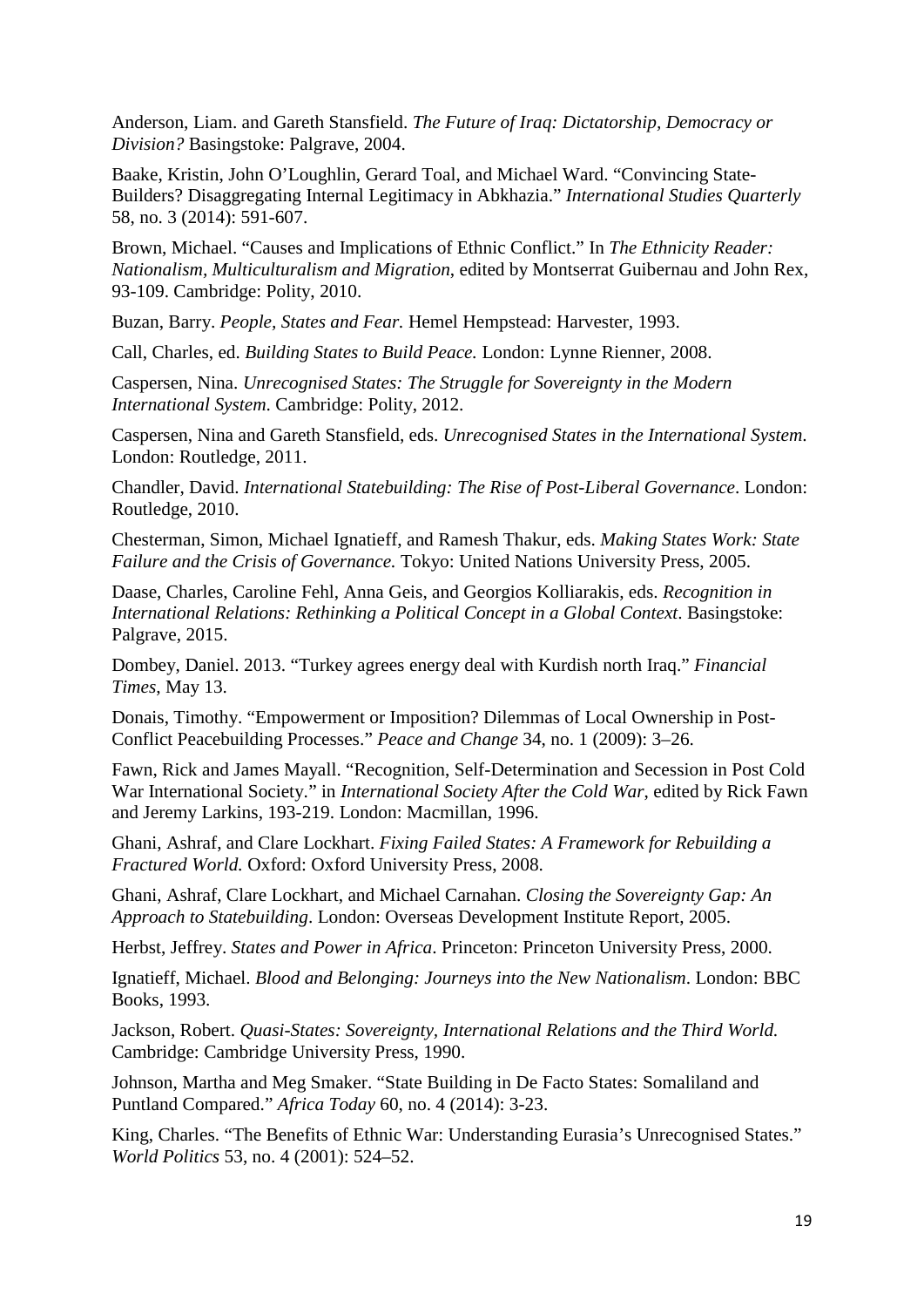Anderson, Liam. and Gareth Stansfield. *The Future of Iraq: Dictatorship, Democracy or Division?* Basingstoke: Palgrave, 2004.

Baake, Kristin, John O'Loughlin, Gerard Toal, and Michael Ward. "Convincing State-Builders? Disaggregating Internal Legitimacy in Abkhazia." *International Studies Quarterly* 58, no. 3 (2014): 591-607.

Brown, Michael. "Causes and Implications of Ethnic Conflict." In *The Ethnicity Reader: Nationalism, Multiculturalism and Migration*, edited by Montserrat Guibernau and John Rex, 93-109. Cambridge: Polity, 2010.

Buzan, Barry. *People, States and Fear.* Hemel Hempstead: Harvester, 1993.

Call, Charles, ed. *Building States to Build Peace.* London: Lynne Rienner, 2008.

Caspersen, Nina. *Unrecognised States: The Struggle for Sovereignty in the Modern International System.* Cambridge: Polity, 2012.

Caspersen, Nina and Gareth Stansfield, eds. *Unrecognised States in the International System.* London: Routledge, 2011.

Chandler, David. *International Statebuilding: The Rise of Post-Liberal Governance*. London: Routledge, 2010.

Chesterman, Simon, Michael Ignatieff, and Ramesh Thakur, eds. *Making States Work: State Failure and the Crisis of Governance.* Tokyo: United Nations University Press, 2005.

Daase, Charles, Caroline Fehl, Anna Geis, and Georgios Kolliarakis, eds. *Recognition in International Relations: Rethinking a Political Concept in a Global Context*. Basingstoke: Palgrave, 2015.

Dombey, Daniel. 2013. "Turkey agrees energy deal with Kurdish north Iraq." *Financial Times*, May 13.

Donais, Timothy. "Empowerment or Imposition? Dilemmas of Local Ownership in Post-Conflict Peacebuilding Processes." *Peace and Change* 34, no. 1 (2009): 3–26.

Fawn, Rick and James Mayall. "Recognition, Self-Determination and Secession in Post Cold War International Society." in *International Society After the Cold War*, edited by Rick Fawn and Jeremy Larkins, 193-219. London: Macmillan, 1996.

Ghani, Ashraf, and Clare Lockhart. *Fixing Failed States: A Framework for Rebuilding a Fractured World.* Oxford: Oxford University Press, 2008.

Ghani, Ashraf, Clare Lockhart, and Michael Carnahan. *Closing the Sovereignty Gap: An Approach to Statebuilding*. London: Overseas Development Institute Report, 2005.

Herbst, Jeffrey. *States and Power in Africa*. Princeton: Princeton University Press, 2000.

Ignatieff, Michael. *Blood and Belonging: Journeys into the New Nationalism*. London: BBC Books, 1993.

Jackson, Robert. *Quasi-States: Sovereignty, International Relations and the Third World.* Cambridge: Cambridge University Press, 1990.

Johnson, Martha and Meg Smaker. "State Building in De Facto States: Somaliland and Puntland Compared." *Africa Today* 60, no. 4 (2014): 3-23.

King, Charles. "The Benefits of Ethnic War: Understanding Eurasia's Unrecognised States." *World Politics* 53, no. 4 (2001): 524–52.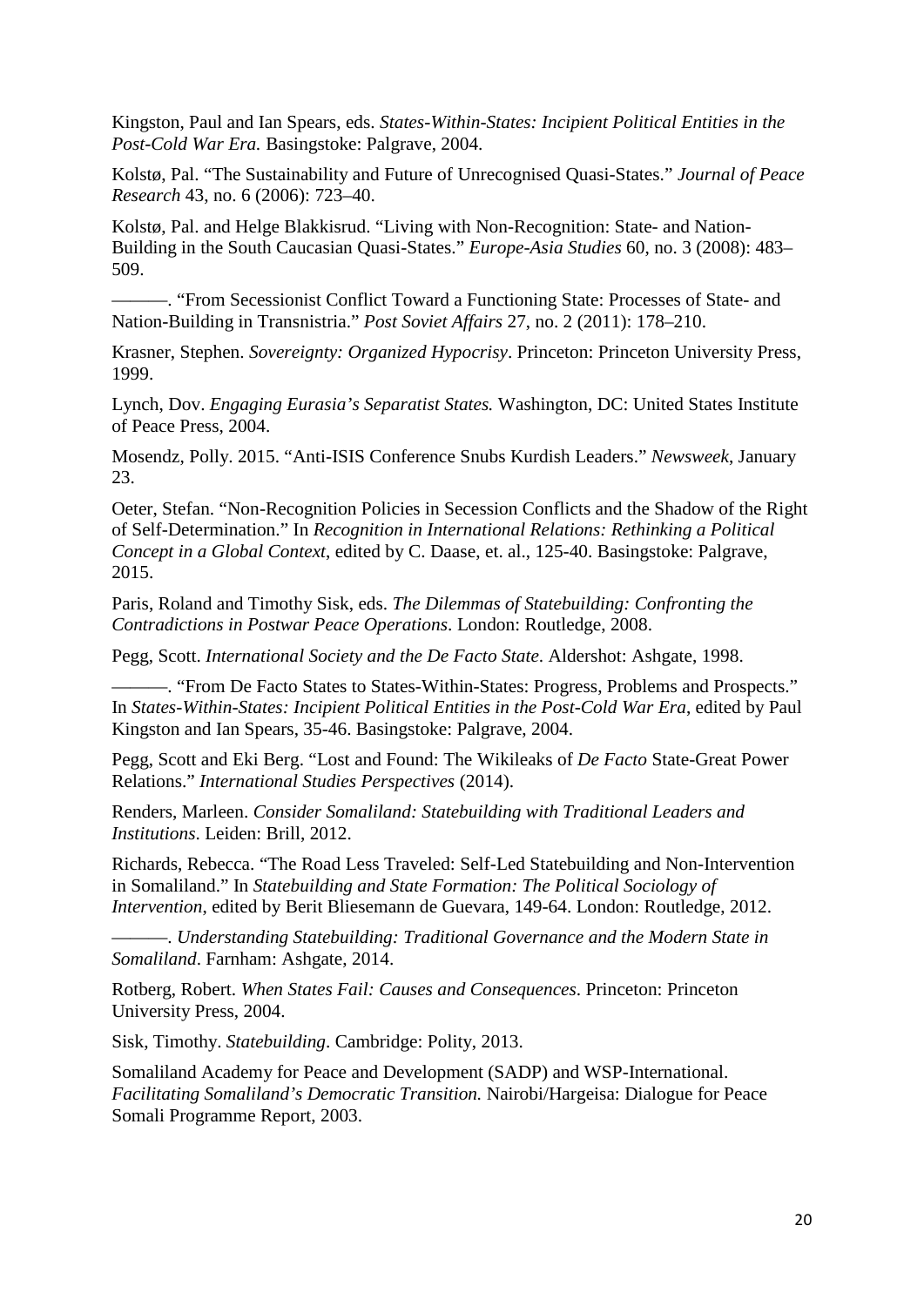Kingston, Paul and Ian Spears, eds. *States-Within-States: Incipient Political Entities in the Post-Cold War Era.* Basingstoke: Palgrave, 2004.

Kolstø, Pal. "The Sustainability and Future of Unrecognised Quasi-States." *Journal of Peace Research* 43, no. 6 (2006): 723–40.

Kolstø, Pal. and Helge Blakkisrud. "Living with Non-Recognition: State- and Nation-Building in the South Caucasian Quasi-States." *Europe-Asia Studies* 60, no. 3 (2008): 483–509.

———. "From Secessionist Conflict Toward a Functioning State: Processes of State- and Nation-Building in Transnistria." *Post Soviet Affairs* 27, no. 2 (2011): 178–210.

Krasner, Stephen. *Sovereignty: Organized Hypocrisy*. Princeton: Princeton University Press, 1999.

Lynch, Dov. *Engaging Eurasia's Separatist States.* Washington, DC: United States Institute of Peace Press, 2004.

Mosendz, Polly. 2015. "Anti-ISIS Conference Snubs Kurdish Leaders." *Newsweek*, January 23.

Oeter, Stefan. "Non-Recognition Policies in Secession Conflicts and the Shadow of the Right of Self-Determination." In *Recognition in International Relations: Rethinking a Political Concept in a Global Context*, edited by C. Daase, et. al., 125-40. Basingstoke: Palgrave, 2015.

Paris, Roland and Timothy Sisk, eds. *The Dilemmas of Statebuilding: Confronting the Contradictions in Postwar Peace Operations*. London: Routledge, 2008.

Pegg, Scott. *International Society and the De Facto State*. Aldershot: Ashgate, 1998.

———. "From De Facto States to States-Within-States: Progress, Problems and Prospects." In *States-Within-States: Incipient Political Entities in the Post-Cold War Era*, edited by Paul Kingston and Ian Spears, 35-46. Basingstoke: Palgrave, 2004.

Pegg, Scott and Eki Berg. "Lost and Found: The Wikileaks of *De Facto* State-Great Power Relations." *International Studies Perspectives* (2014).

Renders, Marleen. *Consider Somaliland: Statebuilding with Traditional Leaders and Institutions*. Leiden: Brill, 2012.

Richards, Rebecca. "The Road Less Traveled: Self-Led Statebuilding and Non-Intervention in Somaliland." In *Statebuilding and State Formation: The Political Sociology of Intervention*, edited by Berit Bliesemann de Guevara, 149-64. London: Routledge, 2012.

———. *Understanding Statebuilding: Traditional Governance and the Modern State in Somaliland*. Farnham: Ashgate, 2014.

Rotberg, Robert. *When States Fail: Causes and Consequences*. Princeton: Princeton University Press, 2004.

Sisk, Timothy. *Statebuilding*. Cambridge: Polity, 2013.

Somaliland Academy for Peace and Development (SADP) and WSP-International. *Facilitating Somaliland's Democratic Transition.* Nairobi/Hargeisa: Dialogue for Peace Somali Programme Report, 2003.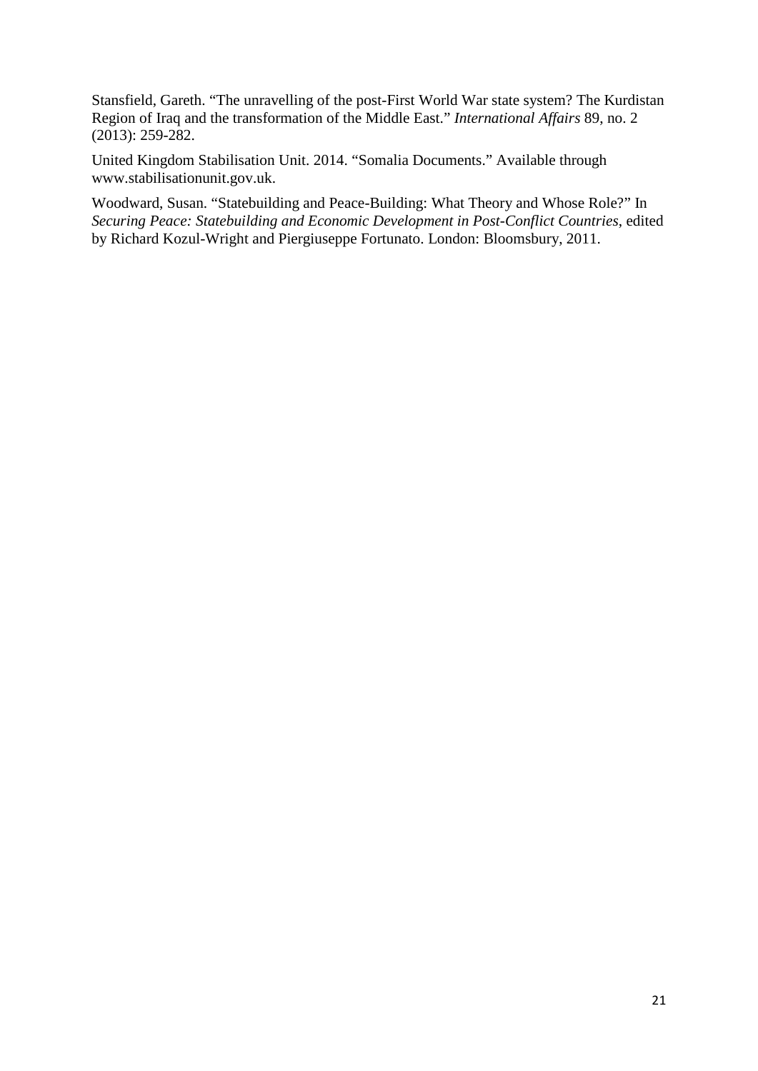Stansfield, Gareth. "The unravelling of the post-First World War state system? The Kurdistan Region of Iraq and the transformation of the Middle East." *International Affairs* 89, no. 2 (2013): 259-282.

United Kingdom Stabilisation Unit. 2014. "Somalia Documents." Available through www.stabilisationunit.gov.uk.

Woodward, Susan. "Statebuilding and Peace-Building: What Theory and Whose Role?" In *Securing Peace: Statebuilding and Economic Development in Post-Conflict Countries*, edited by Richard Kozul-Wright and Piergiuseppe Fortunato. London: Bloomsbury, 2011.